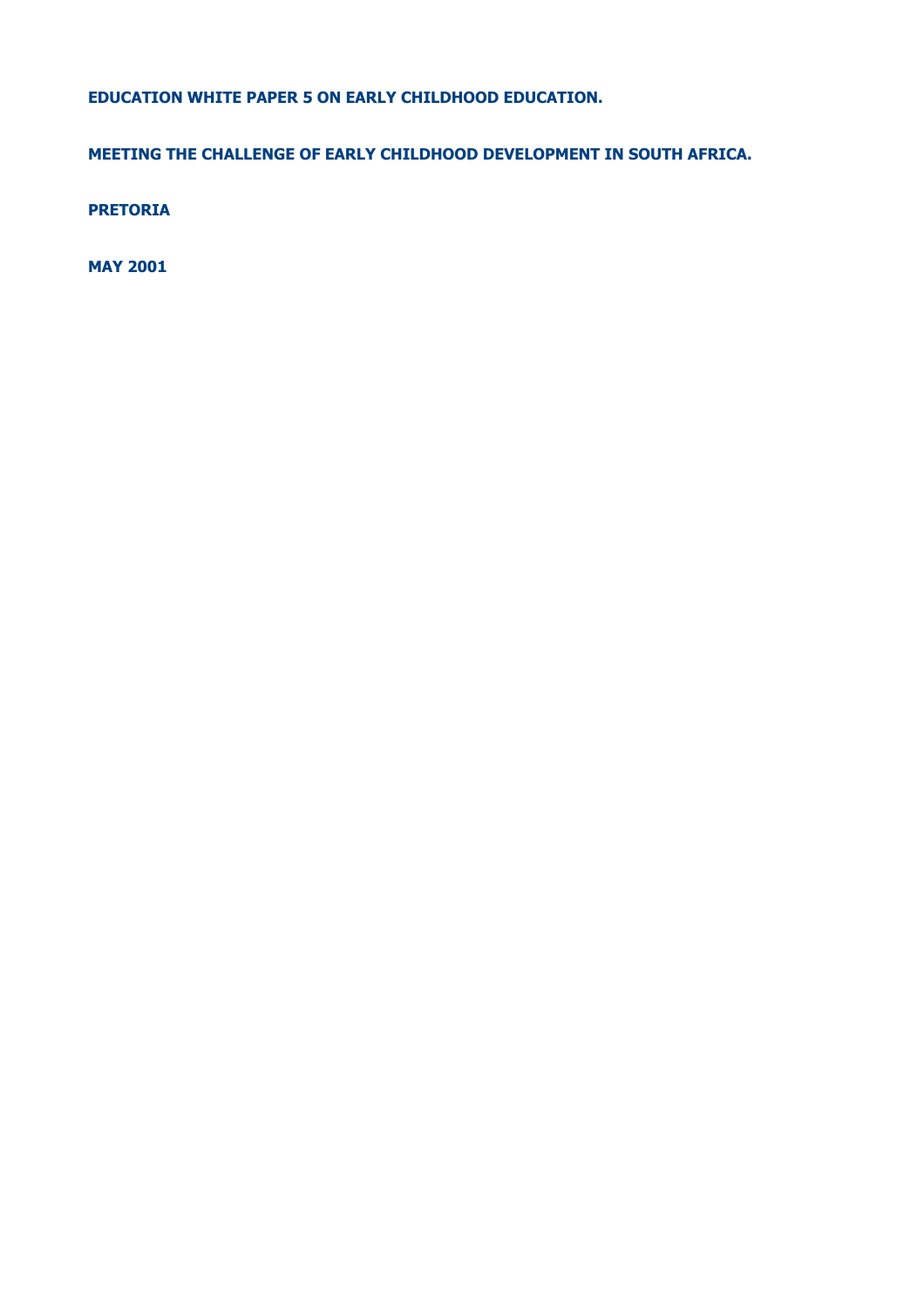**EDUCATION WHITE PAPER 5 ON EARLY CHILDHOOD EDUCATION.**

**MEETING THE CHALLENGE OF EARLY CHILDHOOD DEVELOPMENT IN SOUTH AFRICA.**

**PRETORIA**

**MAY 2001**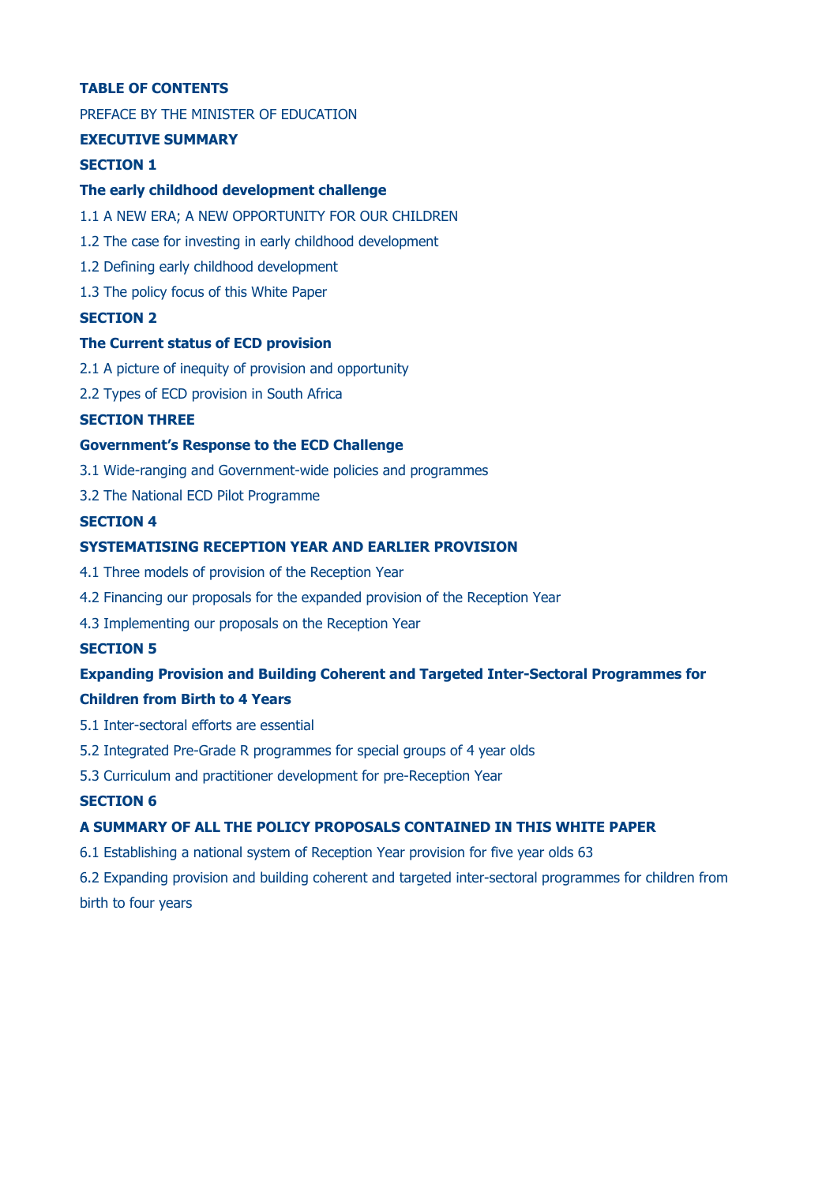**TABLE OF CONTENTS**

PREFACE BY THE MINISTER OF EDUCATION

**EXECUTIVE SUMMARY**

**SECTION 1**

**The early childhood development challenge**

1.1 A NEW ERA; A NEW OPPORTUNITY FOR OUR CHILDREN

1.2 The case for investing in early childhood development

1.2 Defining early childhood development

1.3 The policy focus of this White Paper

**SECTION 2**

**The Current status of ECD provision**

2.1 A picture of inequity of provision and opportunity

2.2 Types of ECD provision in South Africa

**SECTION THREE**

**Government's Response to the ECD Challenge**

3.1 Wide-ranging and Government-wide policies and programmes

3.2 The National ECD Pilot Programme

**SECTION 4**

**SYSTEMATISING RECEPTION YEAR AND EARLIER PROVISION**

4.1 Three models of provision of the Reception Year

4.2 Financing our proposals for the expanded provision of the Reception Year

4.3 Implementing our proposals on the Reception Year

**SECTION 5**

**Expanding Provision and Building Coherent and Targeted Inter-Sectoral Programmes for Children from Birth to 4 Years**

5.1 Inter-sectoral efforts are essential

5.2 Integrated Pre-Grade R programmes for special groups of 4 year olds

5.3 Curriculum and practitioner development for pre-Reception Year

**SECTION 6**

**A SUMMARY OF ALL THE POLICY PROPOSALS CONTAINED IN THIS WHITE PAPER**

6.1 Establishing a national system of Reception Year provision for five year olds 63

6.2 Expanding provision and building coherent and targeted inter-sectoral programmes for children from birth to four years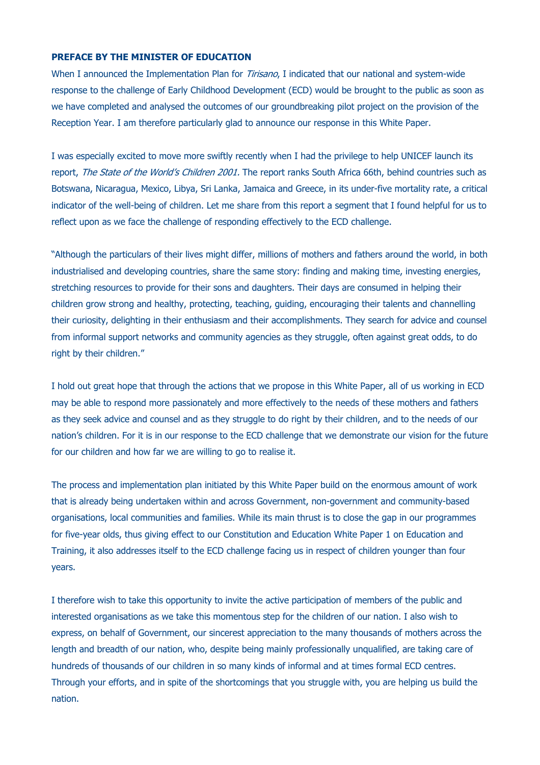## PREFACE BY THE MINISTER OF EDUCATION

When I announced the Implementation Plan for *Tirisano*, I indicated that our national and system-wide response to the challenge of Early Childhood Development (ECD) would be brought to the public as soon as we have completed and analysed the outcomes of our groundbreaking pilot project on the provision of the Reception Year. I am therefore particularly glad to announce our response in this White Paper.

I was especially excited to move more swiftly recently when I had the privilege to help UNICEF launch its report, *The State of the World's Children 2001.* The report ranks South Africa 66th, behind countries such as Botswana, Nicaragua, Mexico, Libya, Sri Lanka, Jamaica and Greece, in its under-five mortality rate, a critical indicator of the well-being of children. Let me share from this report a segment that I found helpful for us to reflect upon as we face the challenge of responding effectively to the ECD challenge.

"Although the particulars of their lives might differ, millions of mothers and fathers around the world, in both industrialised and developing countries, share the same story: finding and making time, investing energies, stretching resources to provide for their sons and daughters. Their days are consumed in helping their children grow strong and healthy, protecting, teaching, guiding, encouraging their talents and channelling their curiosity, delighting in their enthusiasm and their accomplishments. They search for advice and counsel from informal support networks and community agencies as they struggle, often against great odds, to do right by their children."

I hold out great hope that through the actions that we propose in this White Paper, all of us working in ECD may be able to respond more passionately and more effectively to the needs of these mothers and fathers as they seek advice and counsel and as they struggle to do right by their children, and to the needs of our nation's children. For it is in our response to the ECD challenge that we demonstrate our vision for the future for our children and how far we are willing to go to realise it.

The process and implementation plan initiated by this White Paper build on the enormous amount of work that is already being undertaken within and across Government, non-government and community-based organisations, local communities and families. While its main thrust is to close the gap in our programmes for five-year olds, thus giving effect to our Constitution and Education White Paper 1 on Education and Training, it also addresses itself to the ECD challenge facing us in respect of children younger than four years.

I therefore wish to take this opportunity to invite the active participation of members of the public and interested organisations as we take this momentous step for the children of our nation. I also wish to express, on behalf of Government, our sincerest appreciation to the many thousands of mothers across the length and breadth of our nation, who, despite being mainly professionally unqualified, are taking care of hundreds of thousands of our children in so many kinds of informal and at times formal ECD centres. Through your efforts, and in spite of the shortcomings that you struggle with, you are helping us build the nation.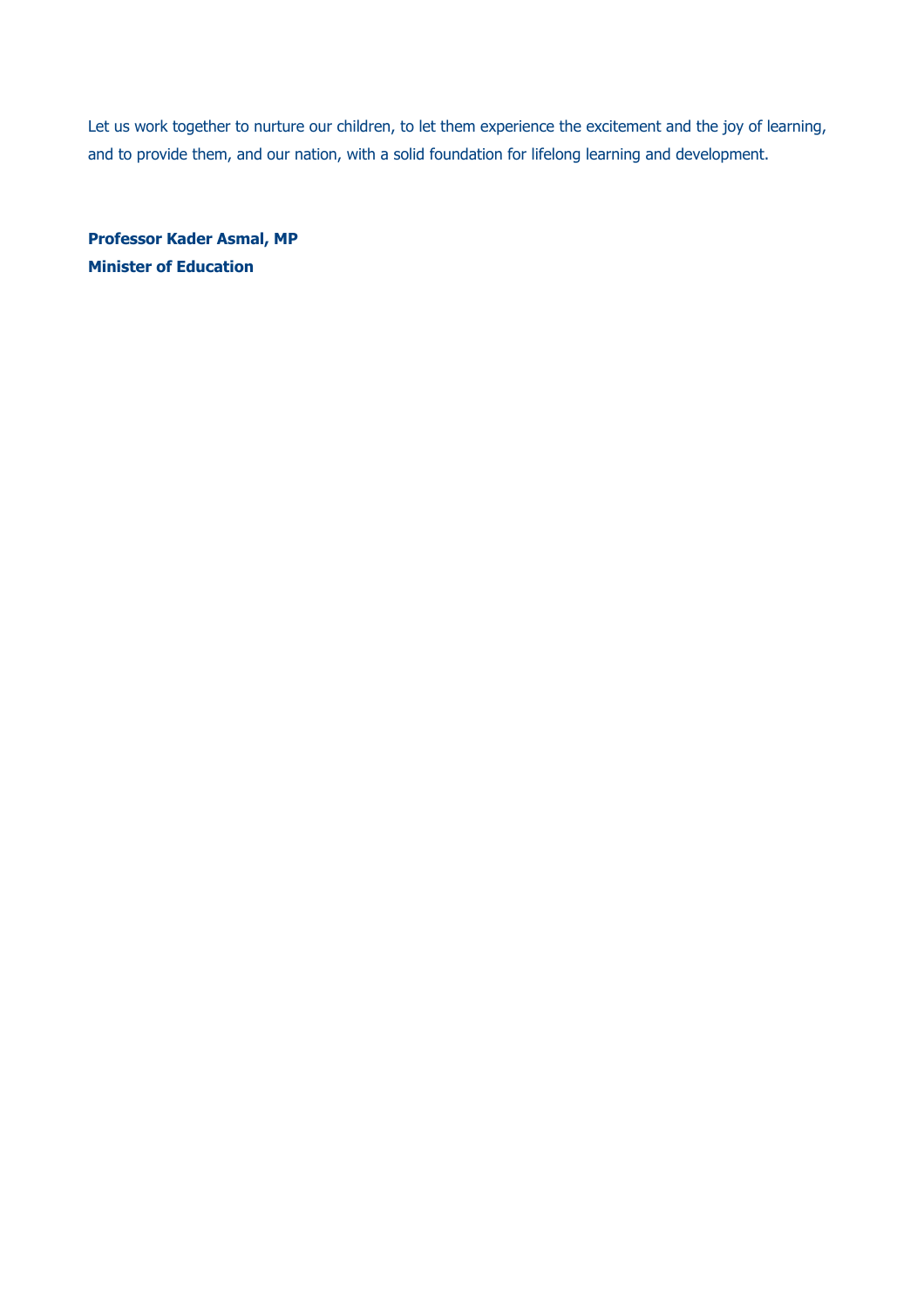Let us work together to nurture our children, to let them experience the excitement and the joy of learning, and to provide them, and our nation, with a solid foundation for lifelong learning and development.

**Professor Kader Asmal, MP**
**Minister of Education**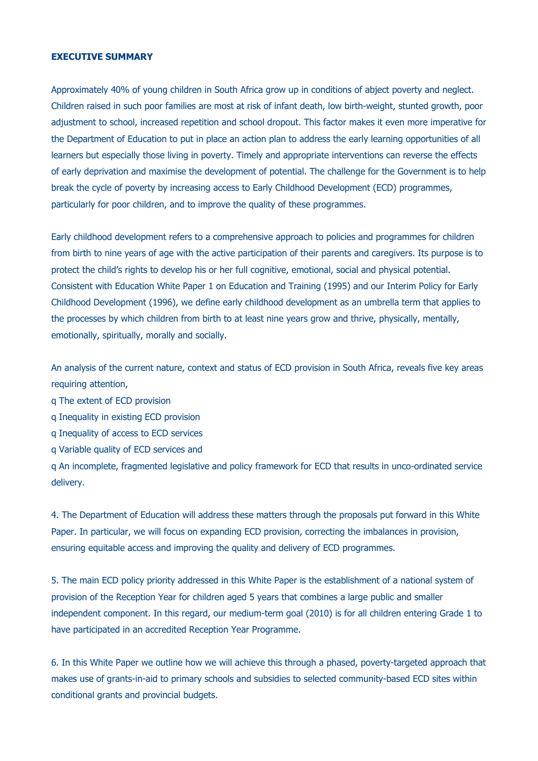**EXECUTIVE SUMMARY**

Approximately 40% of young children in South Africa grow up in conditions of abject poverty and neglect. Children raised in such poor families are most at risk of infant death, low birth-weight, stunted growth, poor adjustment to school, increased repetition and school dropout. This factor makes it even more imperative for the Department of Education to put in place an action plan to address the early learning opportunities of all learners but especially those living in poverty. Timely and appropriate interventions can reverse the effects of early deprivation and maximise the development of potential. The challenge for the Government is to help break the cycle of poverty by increasing access to Early Childhood Development (ECD) programmes, particularly for poor children, and to improve the quality of these programmes.

Early childhood development refers to a comprehensive approach to policies and programmes for children from birth to nine years of age with the active participation of their parents and caregivers. Its purpose is to protect the child's rights to develop his or her full cognitive, emotional, social and physical potential. Consistent with Education White Paper 1 on Education and Training (1995) and our Interim Policy for Early Childhood Development (1996), we define early childhood development as an umbrella term that applies to the processes by which children from birth to at least nine years grow and thrive, physically, mentally, emotionally, spiritually, morally and socially.

An analysis of the current nature, context and status of ECD provision in South Africa, reveals five key areas requiring attention,

- The extent of ECD provision
- Inequality in existing ECD provision
- Inequality of access to ECD services
- Variable quality of ECD services and
- An incomplete, fragmented legislative and policy framework for ECD that results in unco-ordinated service delivery.

4. The Department of Education will address these matters through the proposals put forward in this White Paper. In particular, we will focus on expanding ECD provision, correcting the imbalances in provision, ensuring equitable access and improving the quality and delivery of ECD programmes.

5. The main ECD policy priority addressed in this White Paper is the establishment of a national system of provision of the Reception Year for children aged 5 years that combines a large public and smaller independent component. In this regard, our medium-term goal (2010) is for all children entering Grade 1 to have participated in an accredited Reception Year Programme.

6. In this White Paper we outline how we will achieve this through a phased, poverty-targeted approach that makes use of grants-in-aid to primary schools and subsidies to selected community-based ECD sites within conditional grants and provincial budgets.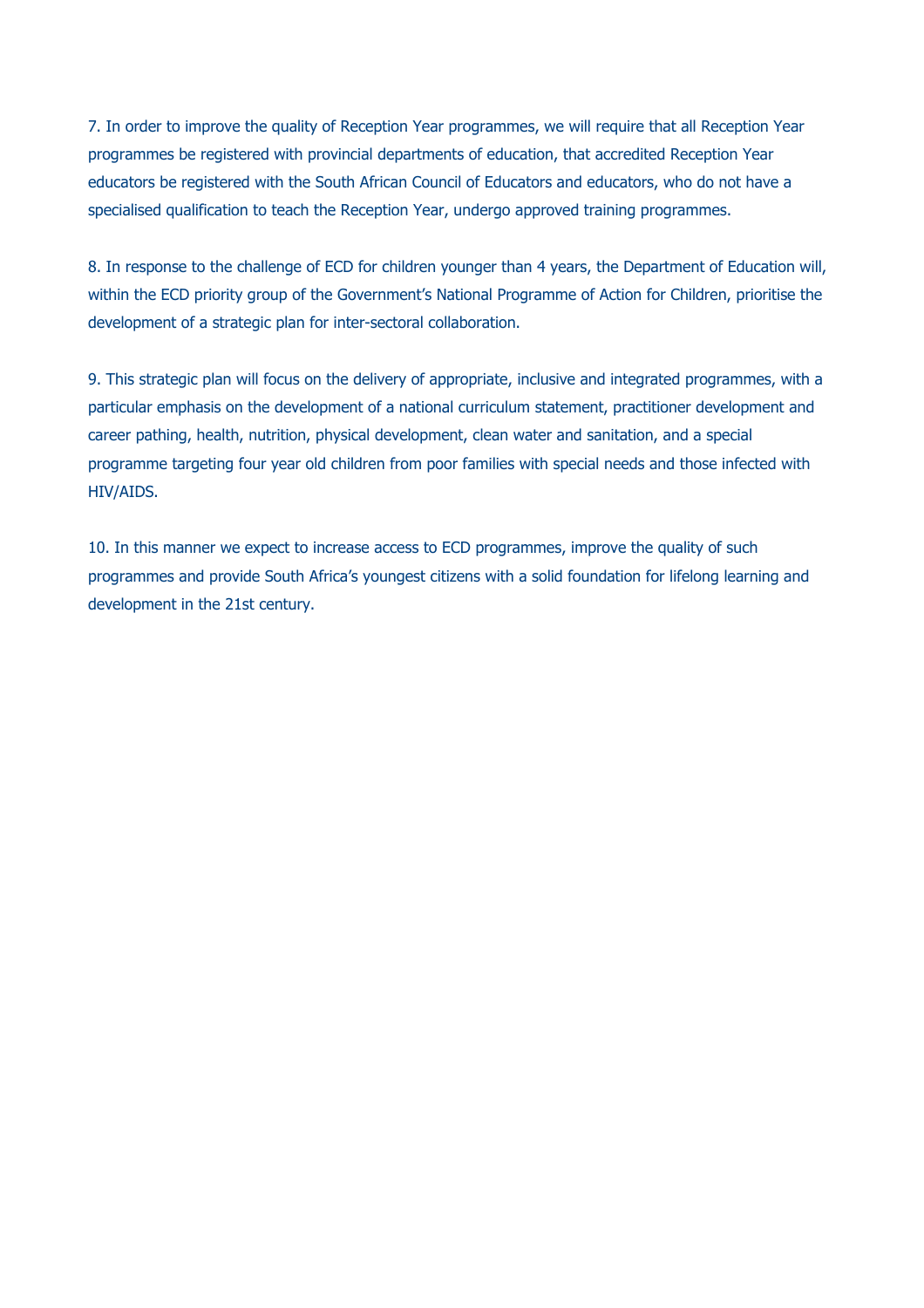7. In order to improve the quality of Reception Year programmes, we will require that all Reception Year programmes be registered with provincial departments of education, that accredited Reception Year educators be registered with the South African Council of Educators and educators, who do not have a specialised qualification to teach the Reception Year, undergo approved training programmes.

8. In response to the challenge of ECD for children younger than 4 years, the Department of Education will, within the ECD priority group of the Government's National Programme of Action for Children, prioritise the development of a strategic plan for inter-sectoral collaboration.

9. This strategic plan will focus on the delivery of appropriate, inclusive and integrated programmes, with a particular emphasis on the development of a national curriculum statement, practitioner development and career pathing, health, nutrition, physical development, clean water and sanitation, and a special programme targeting four year old children from poor families with special needs and those infected with HIV/AIDS.

10. In this manner we expect to increase access to ECD programmes, improve the quality of such programmes and provide South Africa's youngest citizens with a solid foundation for lifelong learning and development in the 21st century.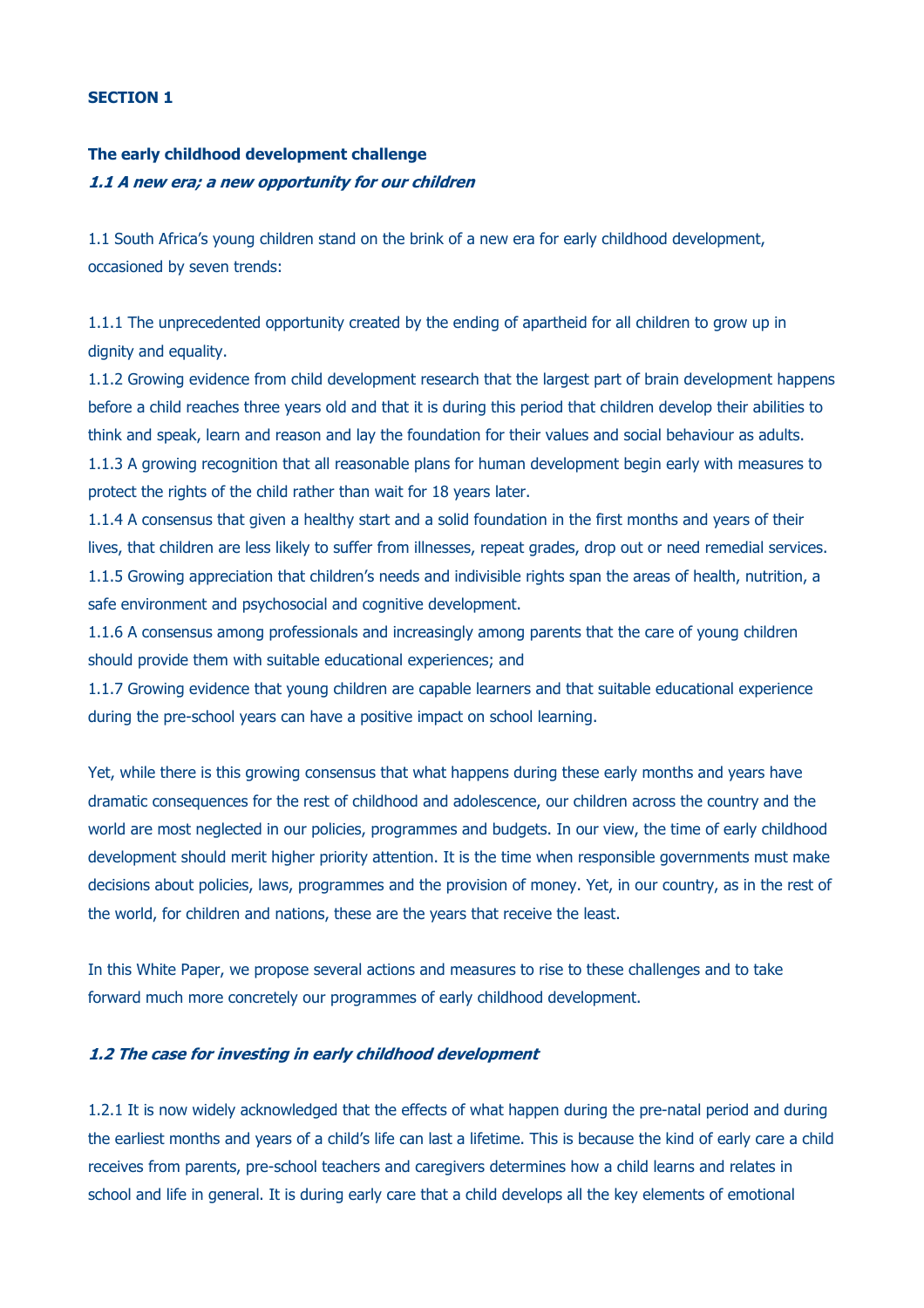**SECTION 1**

**The early childhood development challenge**

***1.1 A new era; a new opportunity for our children***

1.1 South Africa's young children stand on the brink of a new era for early childhood development, occasioned by seven trends:

1.1.1 The unprecedented opportunity created by the ending of apartheid for all children to grow up in dignity and equality.
1.1.2 Growing evidence from child development research that the largest part of brain development happens before a child reaches three years old and that it is during this period that children develop their abilities to think and speak, learn and reason and lay the foundation for their values and social behaviour as adults.
1.1.3 A growing recognition that all reasonable plans for human development begin early with measures to protect the rights of the child rather than wait for 18 years later.
1.1.4 A consensus that given a healthy start and a solid foundation in the first months and years of their lives, that children are less likely to suffer from illnesses, repeat grades, drop out or need remedial services.
1.1.5 Growing appreciation that children's needs and indivisible rights span the areas of health, nutrition, a safe environment and psychosocial and cognitive development.
1.1.6 A consensus among professionals and increasingly among parents that the care of young children should provide them with suitable educational experiences; and
1.1.7 Growing evidence that young children are capable learners and that suitable educational experience during the pre-school years can have a positive impact on school learning.

Yet, while there is this growing consensus that what happens during these early months and years have dramatic consequences for the rest of childhood and adolescence, our children across the country and the world are most neglected in our policies, programmes and budgets. In our view, the time of early childhood development should merit higher priority attention. It is the time when responsible governments must make decisions about policies, laws, programmes and the provision of money. Yet, in our country, as in the rest of the world, for children and nations, these are the years that receive the least.

In this White Paper, we propose several actions and measures to rise to these challenges and to take forward much more concretely our programmes of early childhood development.

***1.2 The case for investing in early childhood development***

1.2.1 It is now widely acknowledged that the effects of what happen during the pre-natal period and during the earliest months and years of a child's life can last a lifetime. This is because the kind of early care a child receives from parents, pre-school teachers and caregivers determines how a child learns and relates in school and life in general. It is during early care that a child develops all the key elements of emotional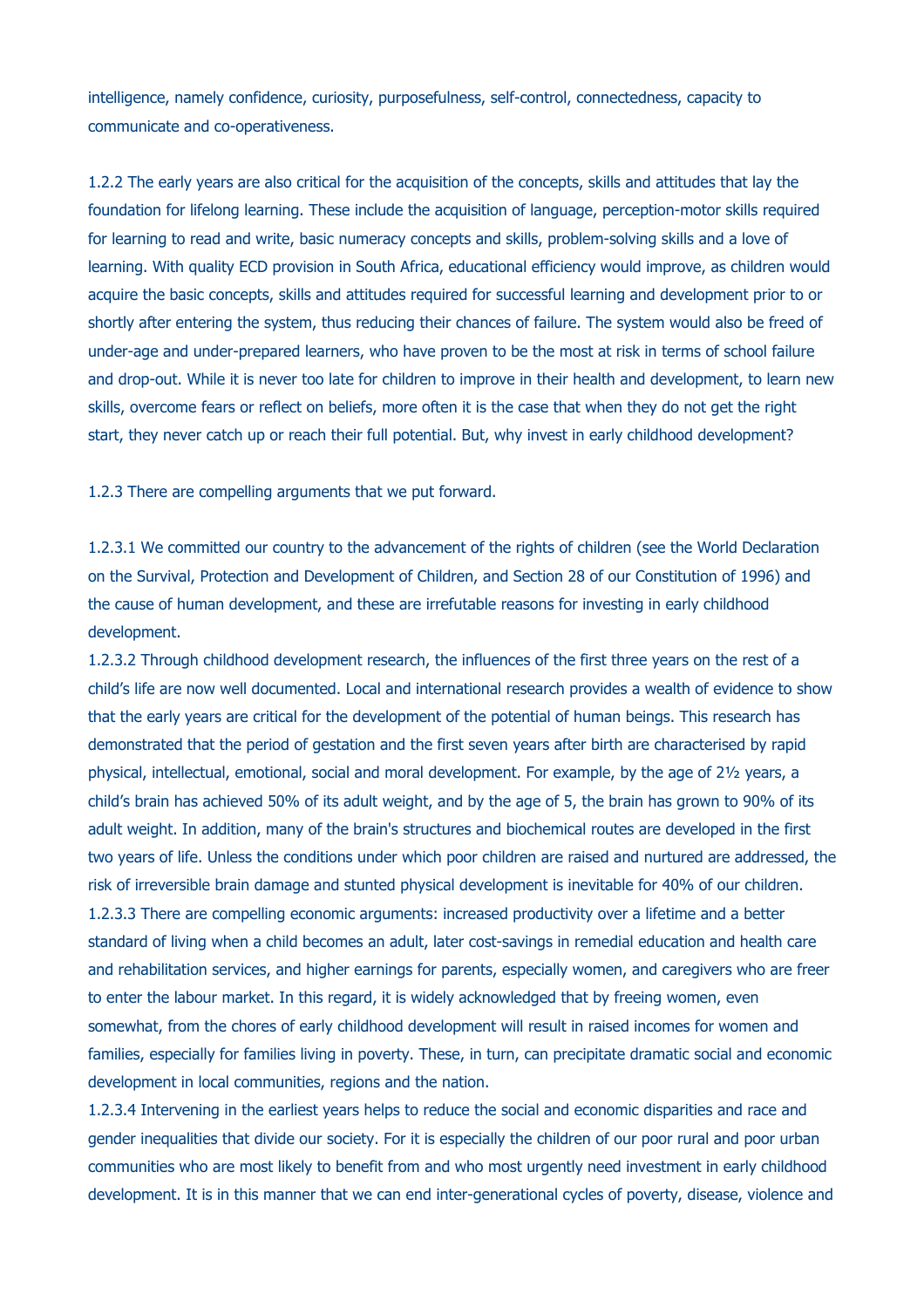intelligence, namely confidence, curiosity, purposefulness, self-control, connectedness, capacity to communicate and co-operativeness.

1.2.2 The early years are also critical for the acquisition of the concepts, skills and attitudes that lay the foundation for lifelong learning. These include the acquisition of language, perception-motor skills required for learning to read and write, basic numeracy concepts and skills, problem-solving skills and a love of learning. With quality ECD provision in South Africa, educational efficiency would improve, as children would acquire the basic concepts, skills and attitudes required for successful learning and development prior to or shortly after entering the system, thus reducing their chances of failure. The system would also be freed of under-age and under-prepared learners, who have proven to be the most at risk in terms of school failure and drop-out. While it is never too late for children to improve in their health and development, to learn new skills, overcome fears or reflect on beliefs, more often it is the case that when they do not get the right start, they never catch up or reach their full potential. But, why invest in early childhood development?

1.2.3 There are compelling arguments that we put forward.

1.2.3.1 We committed our country to the advancement of the rights of children (see the World Declaration on the Survival, Protection and Development of Children, and Section 28 of our Constitution of 1996) and the cause of human development, and these are irrefutable reasons for investing in early childhood development.

1.2.3.2 Through childhood development research, the influences of the first three years on the rest of a child's life are now well documented. Local and international research provides a wealth of evidence to show that the early years are critical for the development of the potential of human beings. This research has demonstrated that the period of gestation and the first seven years after birth are characterised by rapid physical, intellectual, emotional, social and moral development. For example, by the age of 2½ years, a child's brain has achieved 50% of its adult weight, and by the age of 5, the brain has grown to 90% of its adult weight. In addition, many of the brain's structures and biochemical routes are developed in the first two years of life. Unless the conditions under which poor children are raised and nurtured are addressed, the risk of irreversible brain damage and stunted physical development is inevitable for 40% of our children.

1.2.3.3 There are compelling economic arguments: increased productivity over a lifetime and a better standard of living when a child becomes an adult, later cost-savings in remedial education and health care and rehabilitation services, and higher earnings for parents, especially women, and caregivers who are freer to enter the labour market. In this regard, it is widely acknowledged that by freeing women, even somewhat, from the chores of early childhood development will result in raised incomes for women and families, especially for families living in poverty. These, in turn, can precipitate dramatic social and economic development in local communities, regions and the nation.

1.2.3.4 Intervening in the earliest years helps to reduce the social and economic disparities and race and gender inequalities that divide our society. For it is especially the children of our poor rural and poor urban communities who are most likely to benefit from and who most urgently need investment in early childhood development. It is in this manner that we can end inter-generational cycles of poverty, disease, violence and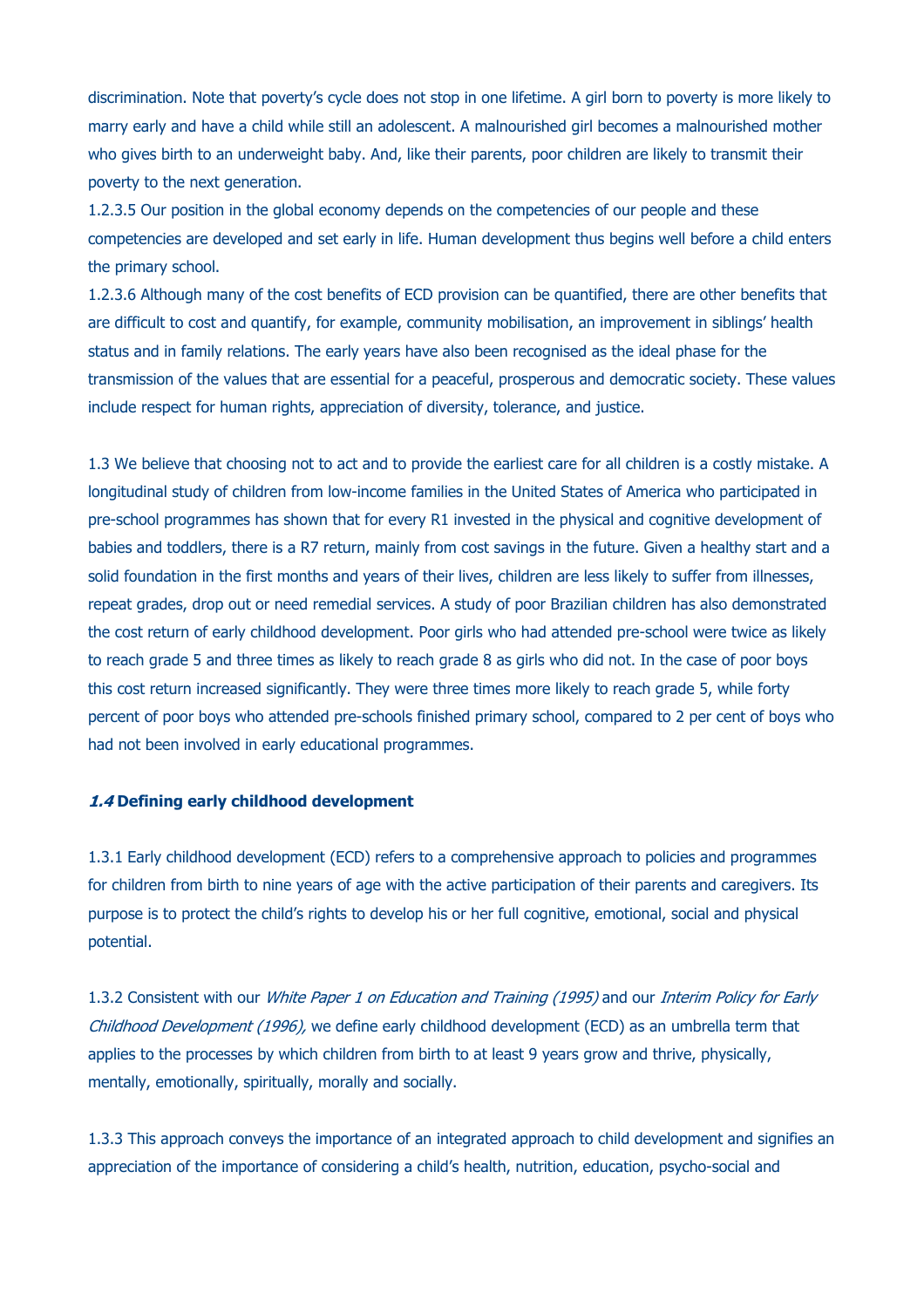discrimination. Note that poverty's cycle does not stop in one lifetime. A girl born to poverty is more likely to marry early and have a child while still an adolescent. A malnourished girl becomes a malnourished mother who gives birth to an underweight baby. And, like their parents, poor children are likely to transmit their poverty to the next generation.

1.2.3.5 Our position in the global economy depends on the competencies of our people and these competencies are developed and set early in life. Human development thus begins well before a child enters the primary school.

1.2.3.6 Although many of the cost benefits of ECD provision can be quantified, there are other benefits that are difficult to cost and quantify, for example, community mobilisation, an improvement in siblings' health status and in family relations. The early years have also been recognised as the ideal phase for the transmission of the values that are essential for a peaceful, prosperous and democratic society. These values include respect for human rights, appreciation of diversity, tolerance, and justice.

1.3 We believe that choosing not to act and to provide the earliest care for all children is a costly mistake. A longitudinal study of children from low-income families in the United States of America who participated in pre-school programmes has shown that for every R1 invested in the physical and cognitive development of babies and toddlers, there is a R7 return, mainly from cost savings in the future. Given a healthy start and a solid foundation in the first months and years of their lives, children are less likely to suffer from illnesses, repeat grades, drop out or need remedial services. A study of poor Brazilian children has also demonstrated the cost return of early childhood development. Poor girls who had attended pre-school were twice as likely to reach grade 5 and three times as likely to reach grade 8 as girls who did not. In the case of poor boys this cost return increased significantly. They were three times more likely to reach grade 5, while forty percent of poor boys who attended pre-schools finished primary school, compared to 2 per cent of boys who had not been involved in early educational programmes.

### ***1.4*** **Defining early childhood development**

1.3.1 Early childhood development (ECD) refers to a comprehensive approach to policies and programmes for children from birth to nine years of age with the active participation of their parents and caregivers. Its purpose is to protect the child's rights to develop his or her full cognitive, emotional, social and physical potential.

1.3.2 Consistent with our *White Paper 1 on Education and Training (1995)* and our *Interim Policy for Early Childhood Development (1996),* we define early childhood development (ECD) as an umbrella term that applies to the processes by which children from birth to at least 9 years grow and thrive, physically, mentally, emotionally, spiritually, morally and socially.

1.3.3 This approach conveys the importance of an integrated approach to child development and signifies an appreciation of the importance of considering a child's health, nutrition, education, psycho-social and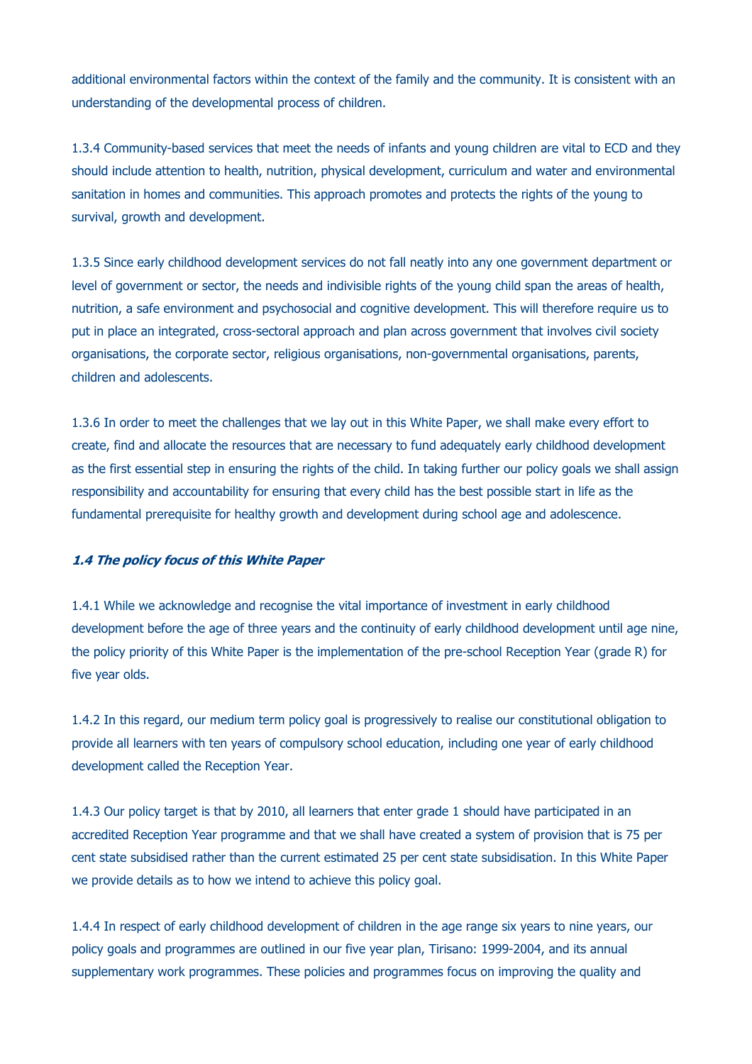additional environmental factors within the context of the family and the community. It is consistent with an understanding of the developmental process of children.

1.3.4 Community-based services that meet the needs of infants and young children are vital to ECD and they should include attention to health, nutrition, physical development, curriculum and water and environmental sanitation in homes and communities. This approach promotes and protects the rights of the young to survival, growth and development.

1.3.5 Since early childhood development services do not fall neatly into any one government department or level of government or sector, the needs and indivisible rights of the young child span the areas of health, nutrition, a safe environment and psychosocial and cognitive development. This will therefore require us to put in place an integrated, cross-sectoral approach and plan across government that involves civil society organisations, the corporate sector, religious organisations, non-governmental organisations, parents, children and adolescents.

1.3.6 In order to meet the challenges that we lay out in this White Paper, we shall make every effort to create, find and allocate the resources that are necessary to fund adequately early childhood development as the first essential step in ensuring the rights of the child. In taking further our policy goals we shall assign responsibility and accountability for ensuring that every child has the best possible start in life as the fundamental prerequisite for healthy growth and development during school age and adolescence.

### *1.4 The policy focus of this White Paper*

1.4.1 While we acknowledge and recognise the vital importance of investment in early childhood development before the age of three years and the continuity of early childhood development until age nine, the policy priority of this White Paper is the implementation of the pre-school Reception Year (grade R) for five year olds.

1.4.2 In this regard, our medium term policy goal is progressively to realise our constitutional obligation to provide all learners with ten years of compulsory school education, including one year of early childhood development called the Reception Year.

1.4.3 Our policy target is that by 2010, all learners that enter grade 1 should have participated in an accredited Reception Year programme and that we shall have created a system of provision that is 75 per cent state subsidised rather than the current estimated 25 per cent state subsidisation. In this White Paper we provide details as to how we intend to achieve this policy goal.

1.4.4 In respect of early childhood development of children in the age range six years to nine years, our policy goals and programmes are outlined in our five year plan, Tirisano: 1999-2004, and its annual supplementary work programmes. These policies and programmes focus on improving the quality and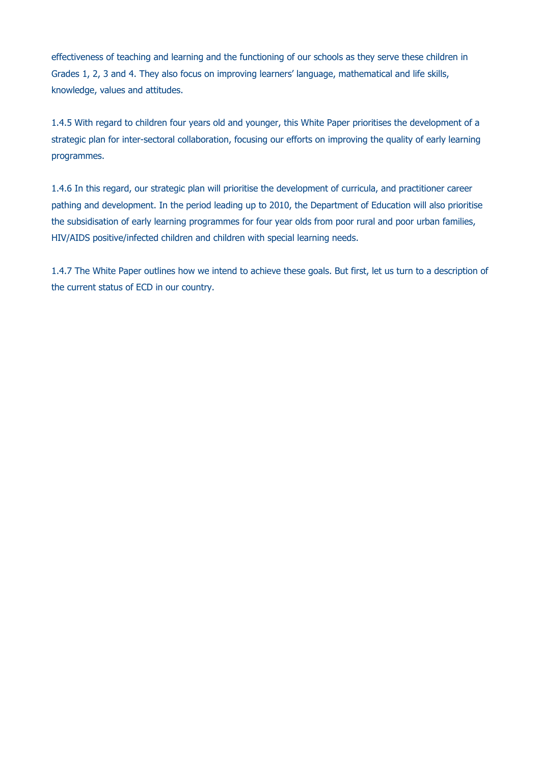effectiveness of teaching and learning and the functioning of our schools as they serve these children in Grades 1, 2, 3 and 4. They also focus on improving learners' language, mathematical and life skills, knowledge, values and attitudes.

1.4.5 With regard to children four years old and younger, this White Paper prioritises the development of a strategic plan for inter-sectoral collaboration, focusing our efforts on improving the quality of early learning programmes.

1.4.6 In this regard, our strategic plan will prioritise the development of curricula, and practitioner career pathing and development. In the period leading up to 2010, the Department of Education will also prioritise the subsidisation of early learning programmes for four year olds from poor rural and poor urban families, HIV/AIDS positive/infected children and children with special learning needs.

1.4.7 The White Paper outlines how we intend to achieve these goals. But first, let us turn to a description of the current status of ECD in our country.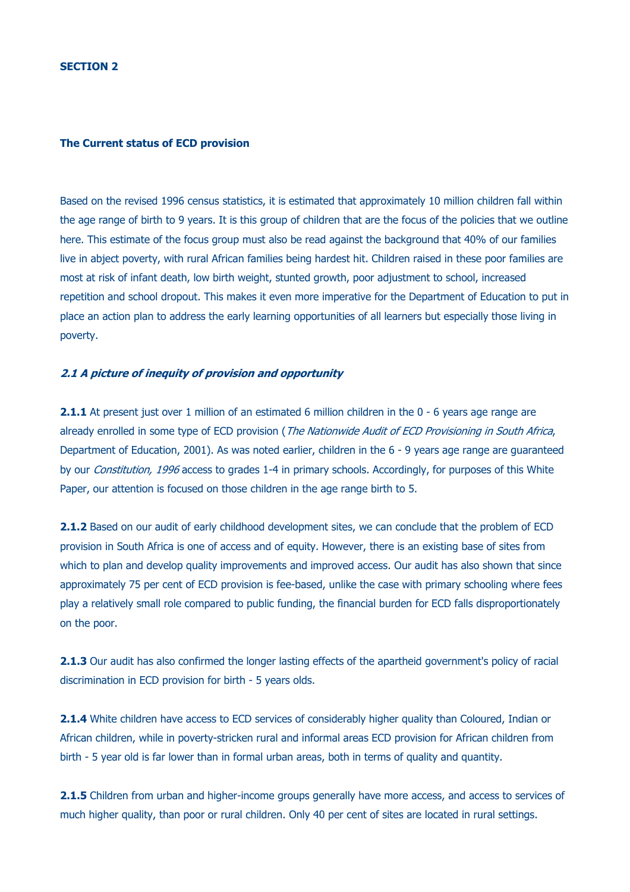## SECTION 2

### The Current status of ECD provision

Based on the revised 1996 census statistics, it is estimated that approximately 10 million children fall within the age range of birth to 9 years. It is this group of children that are the focus of the policies that we outline here. This estimate of the focus group must also be read against the background that 40% of our families live in abject poverty, with rural African families being hardest hit. Children raised in these poor families are most at risk of infant death, low birth weight, stunted growth, poor adjustment to school, increased repetition and school dropout. This makes it even more imperative for the Department of Education to put in place an action plan to address the early learning opportunities of all learners but especially those living in poverty.

#### *2.1 A picture of inequity of provision and opportunity*

**2.1.1** At present just over 1 million of an estimated 6 million children in the 0 - 6 years age range are already enrolled in some type of ECD provision (*The Nationwide Audit of ECD Provisioning in South Africa*, Department of Education, 2001). As was noted earlier, children in the 6 - 9 years age range are guaranteed by our *Constitution, 1996* access to grades 1-4 in primary schools. Accordingly, for purposes of this White Paper, our attention is focused on those children in the age range birth to 5.

**2.1.2** Based on our audit of early childhood development sites, we can conclude that the problem of ECD provision in South Africa is one of access and of equity. However, there is an existing base of sites from which to plan and develop quality improvements and improved access. Our audit has also shown that since approximately 75 per cent of ECD provision is fee-based, unlike the case with primary schooling where fees play a relatively small role compared to public funding, the financial burden for ECD falls disproportionately on the poor.

**2.1.3** Our audit has also confirmed the longer lasting effects of the apartheid government's policy of racial discrimination in ECD provision for birth - 5 years olds.

**2.1.4** White children have access to ECD services of considerably higher quality than Coloured, Indian or African children, while in poverty-stricken rural and informal areas ECD provision for African children from birth - 5 year old is far lower than in formal urban areas, both in terms of quality and quantity.

**2.1.5** Children from urban and higher-income groups generally have more access, and access to services of much higher quality, than poor or rural children. Only 40 per cent of sites are located in rural settings.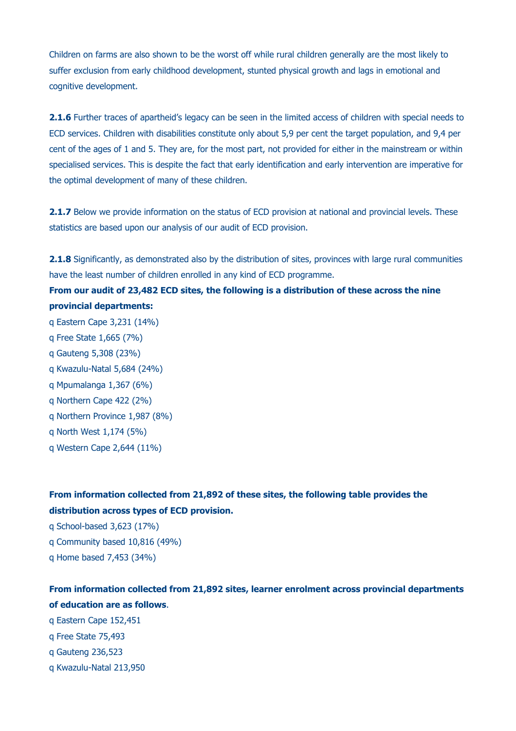Children on farms are also shown to be the worst off while rural children generally are the most likely to suffer exclusion from early childhood development, stunted physical growth and lags in emotional and cognitive development.

**2.1.6** Further traces of apartheid's legacy can be seen in the limited access of children with special needs to ECD services. Children with disabilities constitute only about 5,9 per cent the target population, and 9,4 per cent of the ages of 1 and 5. They are, for the most part, not provided for either in the mainstream or within specialised services. This is despite the fact that early identification and early intervention are imperative for the optimal development of many of these children.

**2.1.7** Below we provide information on the status of ECD provision at national and provincial levels. These statistics are based upon our analysis of our audit of ECD provision.

**2.1.8** Significantly, as demonstrated also by the distribution of sites, provinces with large rural communities have the least number of children enrolled in any kind of ECD programme.

**From our audit of 23,482 ECD sites, the following is a distribution of these across the nine provincial departments:**

- Eastern Cape 3,231 (14%)
- Free State 1,665 (7%)
- Gauteng 5,308 (23%)
- Kwazulu-Natal 5,684 (24%)
- Mpumalanga 1,367 (6%)
- Northern Cape 422 (2%)
- Northern Province 1,987 (8%)
- North West 1,174 (5%)
- Western Cape 2,644 (11%)

**From information collected from 21,892 of these sites, the following table provides the distribution across types of ECD provision.**

- School-based 3,623 (17%)
- Community based 10,816 (49%)
- Home based 7,453 (34%)

**From information collected from 21,892 sites, learner enrolment across provincial departments of education are as follows**.

- Eastern Cape 152,451
- Free State 75,493
- Gauteng 236,523
- Kwazulu-Natal 213,950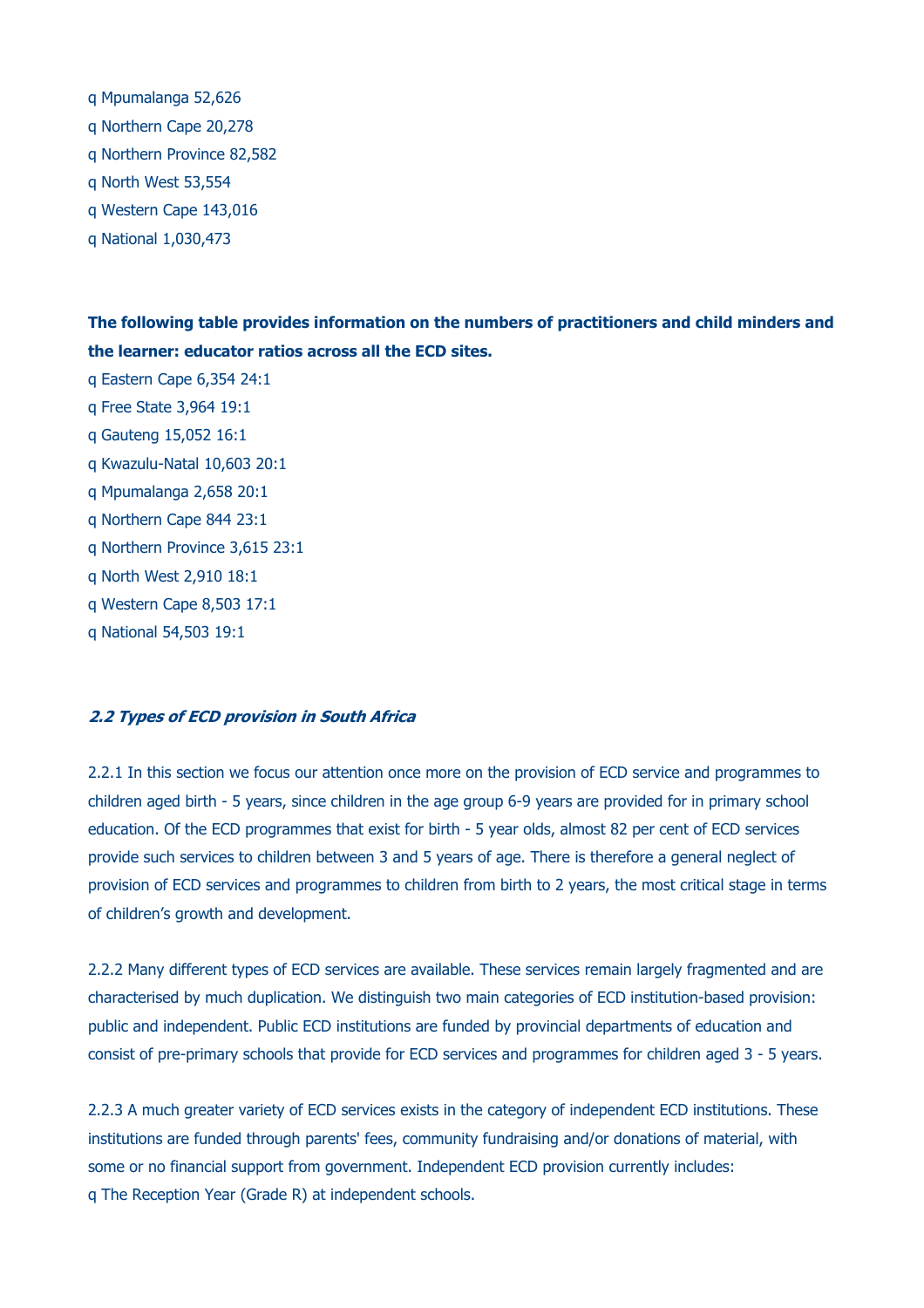- Mpumalanga 52,626
- Northern Cape 20,278
- Northern Province 82,582
- North West 53,554
- Western Cape 143,016
- National 1,030,473

**The following table provides information on the numbers of practitioners and child minders and the learner: educator ratios across all the ECD sites.**

- Eastern Cape 6,354 24:1
- Free State 3,964 19:1
- Gauteng 15,052 16:1
- Kwazulu-Natal 10,603 20:1
- Mpumalanga 2,658 20:1
- Northern Cape 844 23:1
- Northern Province 3,615 23:1
- North West 2,910 18:1
- Western Cape 8,503 17:1
- National 54,503 19:1

### *2.2 Types of ECD provision in South Africa*

2.2.1 In this section we focus our attention once more on the provision of ECD service and programmes to children aged birth - 5 years, since children in the age group 6-9 years are provided for in primary school education. Of the ECD programmes that exist for birth - 5 year olds, almost 82 per cent of ECD services provide such services to children between 3 and 5 years of age. There is therefore a general neglect of provision of ECD services and programmes to children from birth to 2 years, the most critical stage in terms of children's growth and development.

2.2.2 Many different types of ECD services are available. These services remain largely fragmented and are characterised by much duplication. We distinguish two main categories of ECD institution-based provision: public and independent. Public ECD institutions are funded by provincial departments of education and consist of pre-primary schools that provide for ECD services and programmes for children aged 3 - 5 years.

2.2.3 A much greater variety of ECD services exists in the category of independent ECD institutions. These institutions are funded through parents' fees, community fundraising and/or donations of material, with some or no financial support from government. Independent ECD provision currently includes:

- The Reception Year (Grade R) at independent schools.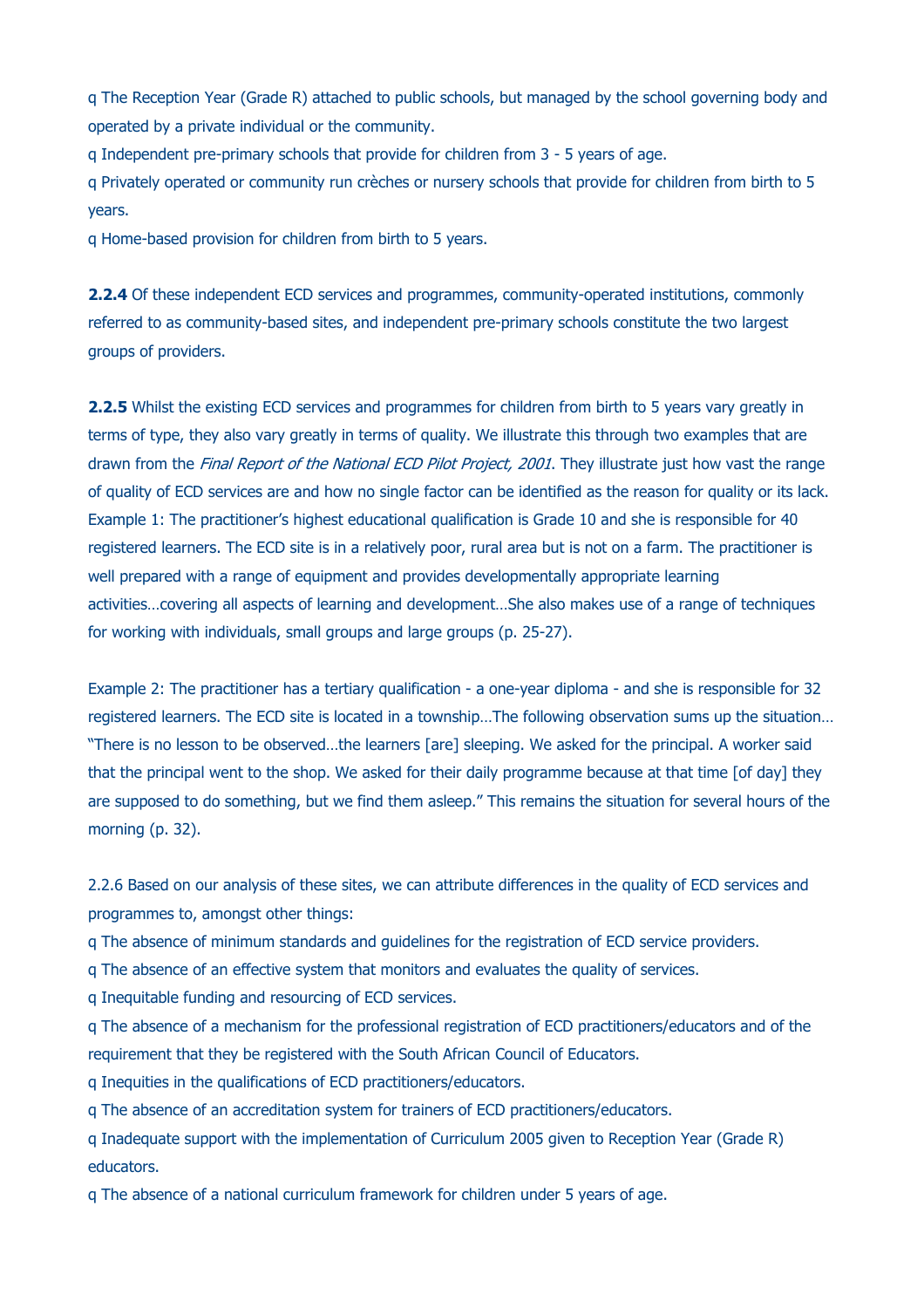- The Reception Year (Grade R) attached to public schools, but managed by the school governing body and operated by a private individual or the community.
- Independent pre-primary schools that provide for children from 3 - 5 years of age.
- Privately operated or community run crèches or nursery schools that provide for children from birth to 5 years.
- Home-based provision for children from birth to 5 years.

**2.2.4** Of these independent ECD services and programmes, community-operated institutions, commonly referred to as community-based sites, and independent pre-primary schools constitute the two largest groups of providers.

**2.2.5** Whilst the existing ECD services and programmes for children from birth to 5 years vary greatly in terms of type, they also vary greatly in terms of quality. We illustrate this through two examples that are drawn from the *Final Report of the National ECD Pilot Project, 2001*. They illustrate just how vast the range of quality of ECD services are and how no single factor can be identified as the reason for quality or its lack.

Example 1: The practitioner's highest educational qualification is Grade 10 and she is responsible for 40 registered learners. The ECD site is in a relatively poor, rural area but is not on a farm. The practitioner is well prepared with a range of equipment and provides developmentally appropriate learning activities…covering all aspects of learning and development…She also makes use of a range of techniques for working with individuals, small groups and large groups (p. 25-27).

Example 2: The practitioner has a tertiary qualification - a one-year diploma - and she is responsible for 32 registered learners. The ECD site is located in a township…The following observation sums up the situation… "There is no lesson to be observed…the learners [are] sleeping. We asked for the principal. A worker said that the principal went to the shop. We asked for their daily programme because at that time [of day] they are supposed to do something, but we find them asleep." This remains the situation for several hours of the morning (p. 32).

2.2.6 Based on our analysis of these sites, we can attribute differences in the quality of ECD services and programmes to, amongst other things:

- The absence of minimum standards and guidelines for the registration of ECD service providers.
- The absence of an effective system that monitors and evaluates the quality of services.
- Inequitable funding and resourcing of ECD services.
- The absence of a mechanism for the professional registration of ECD practitioners/educators and of the requirement that they be registered with the South African Council of Educators.
- Inequities in the qualifications of ECD practitioners/educators.
- The absence of an accreditation system for trainers of ECD practitioners/educators.
- Inadequate support with the implementation of Curriculum 2005 given to Reception Year (Grade R) educators.
- The absence of a national curriculum framework for children under 5 years of age.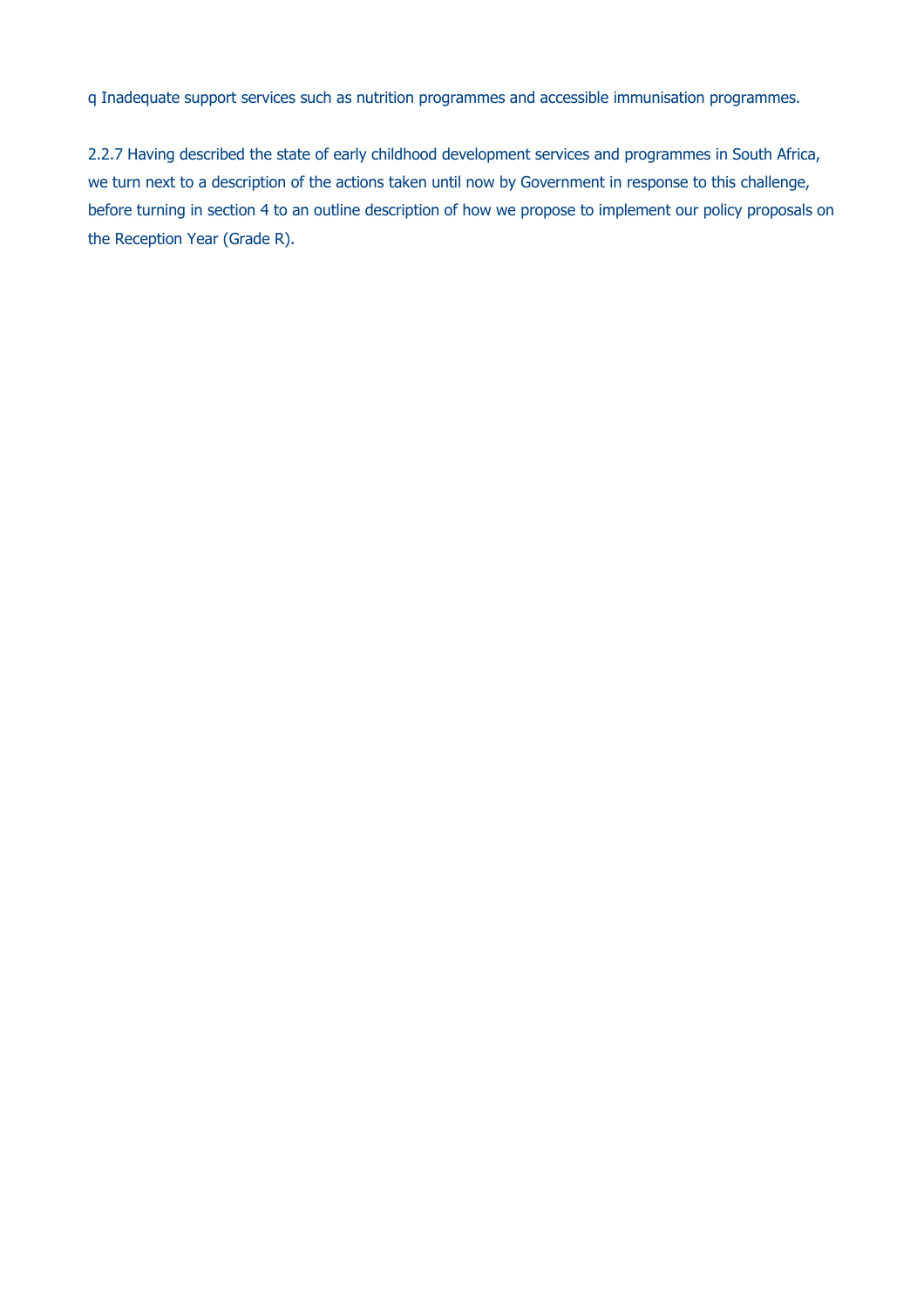q Inadequate support services such as nutrition programmes and accessible immunisation programmes.

2.2.7 Having described the state of early childhood development services and programmes in South Africa, we turn next to a description of the actions taken until now by Government in response to this challenge, before turning in section 4 to an outline description of how we propose to implement our policy proposals on the Reception Year (Grade R).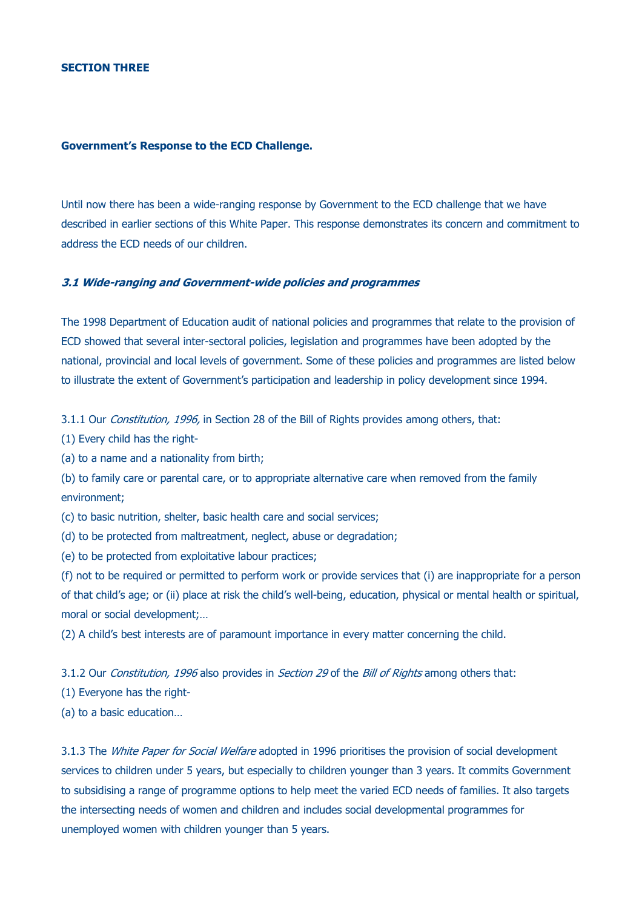## SECTION THREE

### Government's Response to the ECD Challenge.

Until now there has been a wide-ranging response by Government to the ECD challenge that we have described in earlier sections of this White Paper. This response demonstrates its concern and commitment to address the ECD needs of our children.

#### *3.1 Wide-ranging and Government-wide policies and programmes*

The 1998 Department of Education audit of national policies and programmes that relate to the provision of ECD showed that several inter-sectoral policies, legislation and programmes have been adopted by the national, provincial and local levels of government. Some of these policies and programmes are listed below to illustrate the extent of Government's participation and leadership in policy development since 1994.

3.1.1 Our *Constitution, 1996,* in Section 28 of the Bill of Rights provides among others, that:

(1) Every child has the right-

(a) to a name and a nationality from birth;

(b) to family care or parental care, or to appropriate alternative care when removed from the family environment;

(c) to basic nutrition, shelter, basic health care and social services;

(d) to be protected from maltreatment, neglect, abuse or degradation;

(e) to be protected from exploitative labour practices;

(f) not to be required or permitted to perform work or provide services that (i) are inappropriate for a person of that child's age; or (ii) place at risk the child's well-being, education, physical or mental health or spiritual, moral or social development;…

(2) A child's best interests are of paramount importance in every matter concerning the child.

3.1.2 Our *Constitution, 1996* also provides in *Section 29* of the *Bill of Rights* among others that:

(1) Everyone has the right-

(a) to a basic education…

3.1.3 The *White Paper for Social Welfare* adopted in 1996 prioritises the provision of social development services to children under 5 years, but especially to children younger than 3 years. It commits Government to subsidising a range of programme options to help meet the varied ECD needs of families. It also targets the intersecting needs of women and children and includes social developmental programmes for unemployed women with children younger than 5 years.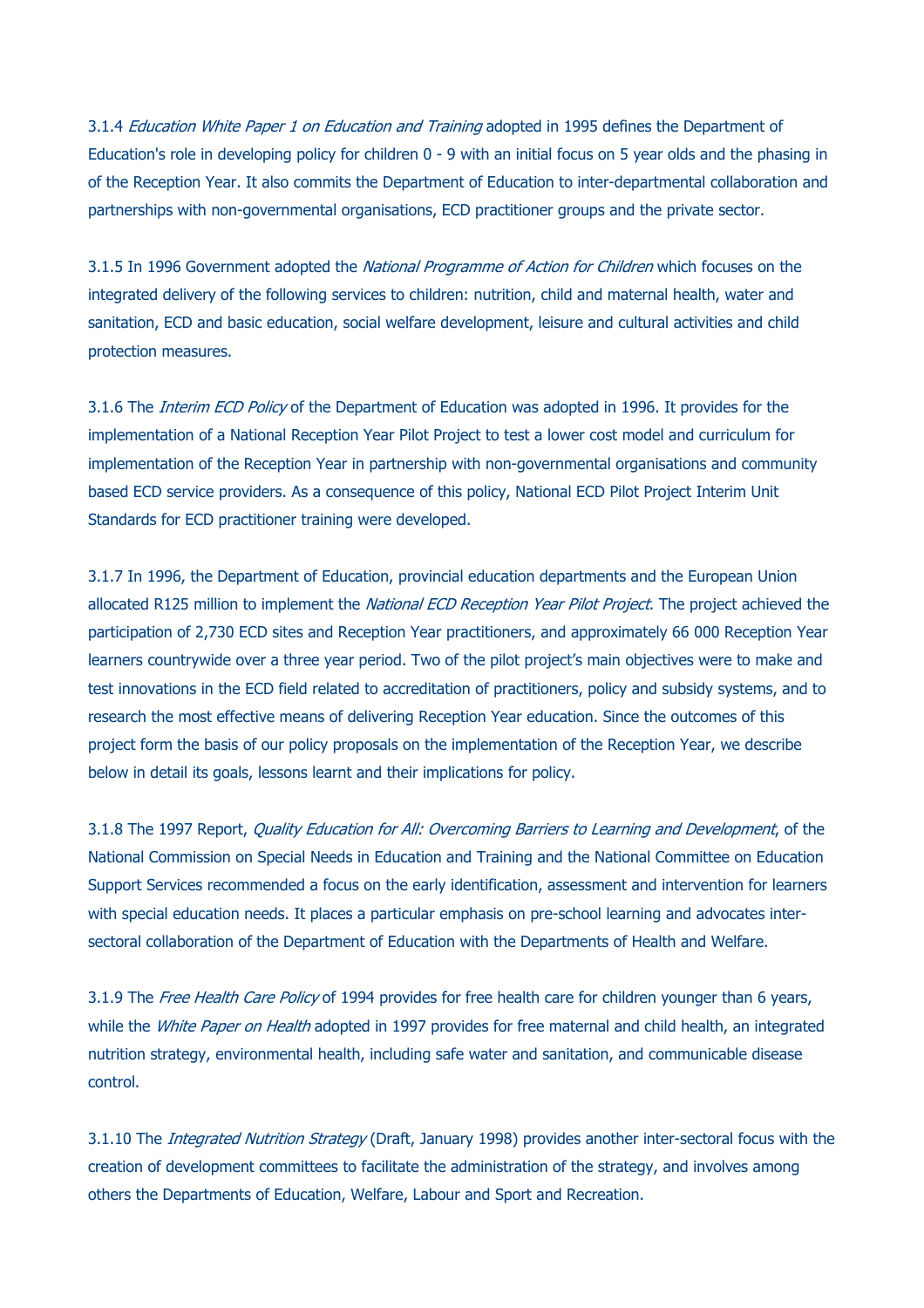3.1.4 *Education White Paper 1 on Education and Training* adopted in 1995 defines the Department of Education's role in developing policy for children 0 - 9 with an initial focus on 5 year olds and the phasing in of the Reception Year. It also commits the Department of Education to inter-departmental collaboration and partnerships with non-governmental organisations, ECD practitioner groups and the private sector.

3.1.5 In 1996 Government adopted the *National Programme of Action for Children* which focuses on the integrated delivery of the following services to children: nutrition, child and maternal health, water and sanitation, ECD and basic education, social welfare development, leisure and cultural activities and child protection measures.

3.1.6 The *Interim ECD Policy* of the Department of Education was adopted in 1996. It provides for the implementation of a National Reception Year Pilot Project to test a lower cost model and curriculum for implementation of the Reception Year in partnership with non-governmental organisations and community based ECD service providers. As a consequence of this policy, National ECD Pilot Project Interim Unit Standards for ECD practitioner training were developed.

3.1.7 In 1996, the Department of Education, provincial education departments and the European Union allocated R125 million to implement the *National ECD Reception Year Pilot Project*. The project achieved the participation of 2,730 ECD sites and Reception Year practitioners, and approximately 66 000 Reception Year learners countrywide over a three year period. Two of the pilot project's main objectives were to make and test innovations in the ECD field related to accreditation of practitioners, policy and subsidy systems, and to research the most effective means of delivering Reception Year education. Since the outcomes of this project form the basis of our policy proposals on the implementation of the Reception Year, we describe below in detail its goals, lessons learnt and their implications for policy.

3.1.8 The 1997 Report, *Quality Education for All: Overcoming Barriers to Learning and Development*, of the National Commission on Special Needs in Education and Training and the National Committee on Education Support Services recommended a focus on the early identification, assessment and intervention for learners with special education needs. It places a particular emphasis on pre-school learning and advocates inter-sectoral collaboration of the Department of Education with the Departments of Health and Welfare.

3.1.9 The *Free Health Care Policy* of 1994 provides for free health care for children younger than 6 years, while the *White Paper on Health* adopted in 1997 provides for free maternal and child health, an integrated nutrition strategy, environmental health, including safe water and sanitation, and communicable disease control.

3.1.10 The *Integrated Nutrition Strategy* (Draft, January 1998) provides another inter-sectoral focus with the creation of development committees to facilitate the administration of the strategy, and involves among others the Departments of Education, Welfare, Labour and Sport and Recreation.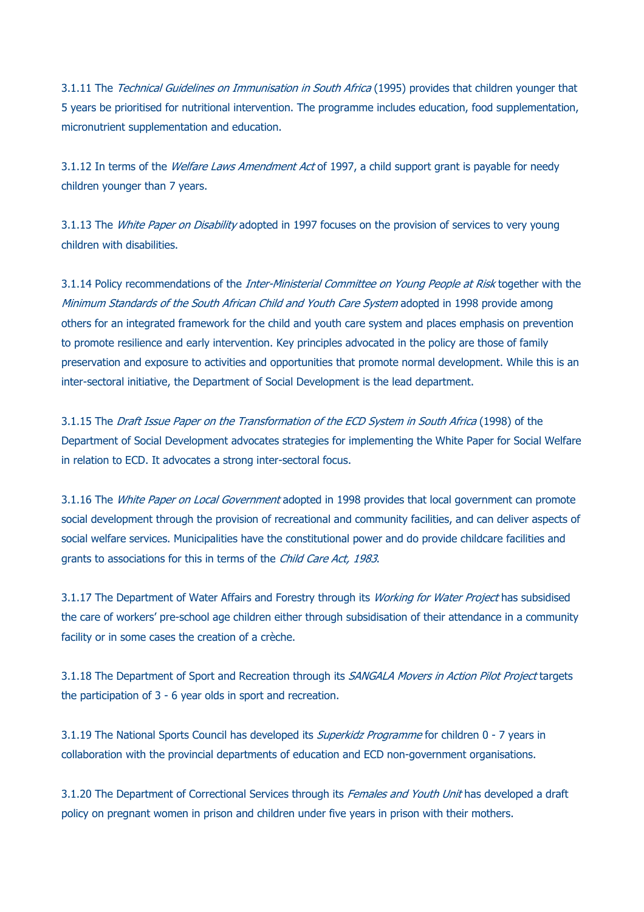3.1.11 The *Technical Guidelines on Immunisation in South Africa* (1995) provides that children younger that 5 years be prioritised for nutritional intervention. The programme includes education, food supplementation, micronutrient supplementation and education.

3.1.12 In terms of the *Welfare Laws Amendment Act* of 1997, a child support grant is payable for needy children younger than 7 years.

3.1.13 The *White Paper on Disability* adopted in 1997 focuses on the provision of services to very young children with disabilities.

3.1.14 Policy recommendations of the *Inter-Ministerial Committee on Young People at Risk* together with the *Minimum Standards of the South African Child and Youth Care System* adopted in 1998 provide among others for an integrated framework for the child and youth care system and places emphasis on prevention to promote resilience and early intervention. Key principles advocated in the policy are those of family preservation and exposure to activities and opportunities that promote normal development. While this is an inter-sectoral initiative, the Department of Social Development is the lead department.

3.1.15 The *Draft Issue Paper on the Transformation of the ECD System in South Africa* (1998) of the Department of Social Development advocates strategies for implementing the White Paper for Social Welfare in relation to ECD. It advocates a strong inter-sectoral focus.

3.1.16 The *White Paper on Local Government* adopted in 1998 provides that local government can promote social development through the provision of recreational and community facilities, and can deliver aspects of social welfare services. Municipalities have the constitutional power and do provide childcare facilities and grants to associations for this in terms of the *Child Care Act, 1983*.

3.1.17 The Department of Water Affairs and Forestry through its *Working for Water Project* has subsidised the care of workers' pre-school age children either through subsidisation of their attendance in a community facility or in some cases the creation of a crèche.

3.1.18 The Department of Sport and Recreation through its *SANGALA Movers in Action Pilot Project* targets the participation of 3 - 6 year olds in sport and recreation.

3.1.19 The National Sports Council has developed its *Superkidz Programme* for children 0 - 7 years in collaboration with the provincial departments of education and ECD non-government organisations.

3.1.20 The Department of Correctional Services through its *Females and Youth Unit* has developed a draft policy on pregnant women in prison and children under five years in prison with their mothers.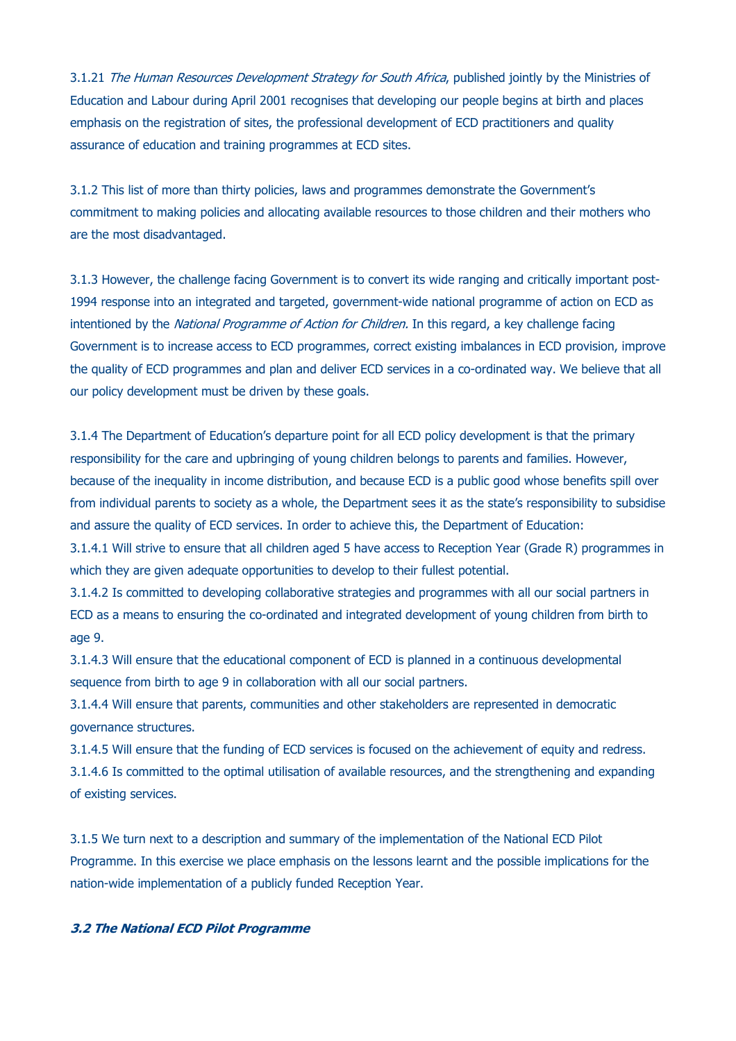3.1.21 *The Human Resources Development Strategy for South Africa*, published jointly by the Ministries of Education and Labour during April 2001 recognises that developing our people begins at birth and places emphasis on the registration of sites, the professional development of ECD practitioners and quality assurance of education and training programmes at ECD sites.

3.1.2 This list of more than thirty policies, laws and programmes demonstrate the Government's commitment to making policies and allocating available resources to those children and their mothers who are the most disadvantaged.

3.1.3 However, the challenge facing Government is to convert its wide ranging and critically important post-1994 response into an integrated and targeted, government-wide national programme of action on ECD as intentioned by the *National Programme of Action for Children.* In this regard, a key challenge facing Government is to increase access to ECD programmes, correct existing imbalances in ECD provision, improve the quality of ECD programmes and plan and deliver ECD services in a co-ordinated way. We believe that all our policy development must be driven by these goals.

3.1.4 The Department of Education's departure point for all ECD policy development is that the primary responsibility for the care and upbringing of young children belongs to parents and families. However, because of the inequality in income distribution, and because ECD is a public good whose benefits spill over from individual parents to society as a whole, the Department sees it as the state's responsibility to subsidise and assure the quality of ECD services. In order to achieve this, the Department of Education:

3.1.4.1 Will strive to ensure that all children aged 5 have access to Reception Year (Grade R) programmes in which they are given adequate opportunities to develop to their fullest potential.

3.1.4.2 Is committed to developing collaborative strategies and programmes with all our social partners in ECD as a means to ensuring the co-ordinated and integrated development of young children from birth to age 9.

3.1.4.3 Will ensure that the educational component of ECD is planned in a continuous developmental sequence from birth to age 9 in collaboration with all our social partners.

3.1.4.4 Will ensure that parents, communities and other stakeholders are represented in democratic governance structures.

3.1.4.5 Will ensure that the funding of ECD services is focused on the achievement of equity and redress.

3.1.4.6 Is committed to the optimal utilisation of available resources, and the strengthening and expanding of existing services.

3.1.5 We turn next to a description and summary of the implementation of the National ECD Pilot Programme. In this exercise we place emphasis on the lessons learnt and the possible implications for the nation-wide implementation of a publicly funded Reception Year.

### *3.2 The National ECD Pilot Programme*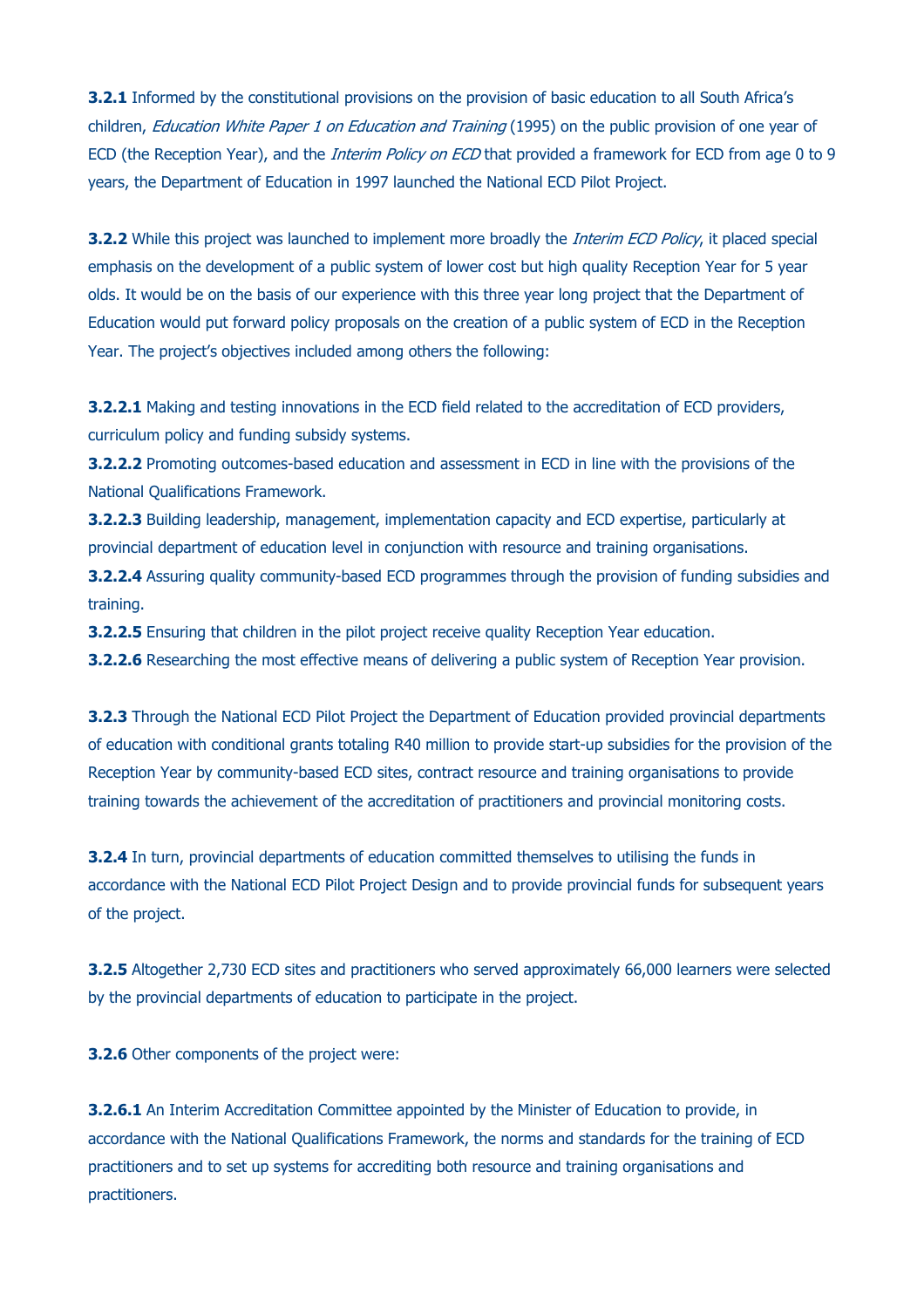**3.2.1** Informed by the constitutional provisions on the provision of basic education to all South Africa's children, *Education White Paper 1 on Education and Training* (1995) on the public provision of one year of ECD (the Reception Year), and the *Interim Policy on ECD* that provided a framework for ECD from age 0 to 9 years, the Department of Education in 1997 launched the National ECD Pilot Project.

**3.2.2** While this project was launched to implement more broadly the *Interim ECD Policy*, it placed special emphasis on the development of a public system of lower cost but high quality Reception Year for 5 year olds. It would be on the basis of our experience with this three year long project that the Department of Education would put forward policy proposals on the creation of a public system of ECD in the Reception Year. The project's objectives included among others the following:

**3.2.2.1** Making and testing innovations in the ECD field related to the accreditation of ECD providers, curriculum policy and funding subsidy systems.
**3.2.2.2** Promoting outcomes-based education and assessment in ECD in line with the provisions of the National Qualifications Framework.
**3.2.2.3** Building leadership, management, implementation capacity and ECD expertise, particularly at provincial department of education level in conjunction with resource and training organisations.
**3.2.2.4** Assuring quality community-based ECD programmes through the provision of funding subsidies and training.
**3.2.2.5** Ensuring that children in the pilot project receive quality Reception Year education.
**3.2.2.6** Researching the most effective means of delivering a public system of Reception Year provision.

**3.2.3** Through the National ECD Pilot Project the Department of Education provided provincial departments of education with conditional grants totaling R40 million to provide start-up subsidies for the provision of the Reception Year by community-based ECD sites, contract resource and training organisations to provide training towards the achievement of the accreditation of practitioners and provincial monitoring costs.

**3.2.4** In turn, provincial departments of education committed themselves to utilising the funds in accordance with the National ECD Pilot Project Design and to provide provincial funds for subsequent years of the project.

**3.2.5** Altogether 2,730 ECD sites and practitioners who served approximately 66,000 learners were selected by the provincial departments of education to participate in the project.

**3.2.6** Other components of the project were:

**3.2.6.1** An Interim Accreditation Committee appointed by the Minister of Education to provide, in accordance with the National Qualifications Framework, the norms and standards for the training of ECD practitioners and to set up systems for accrediting both resource and training organisations and practitioners.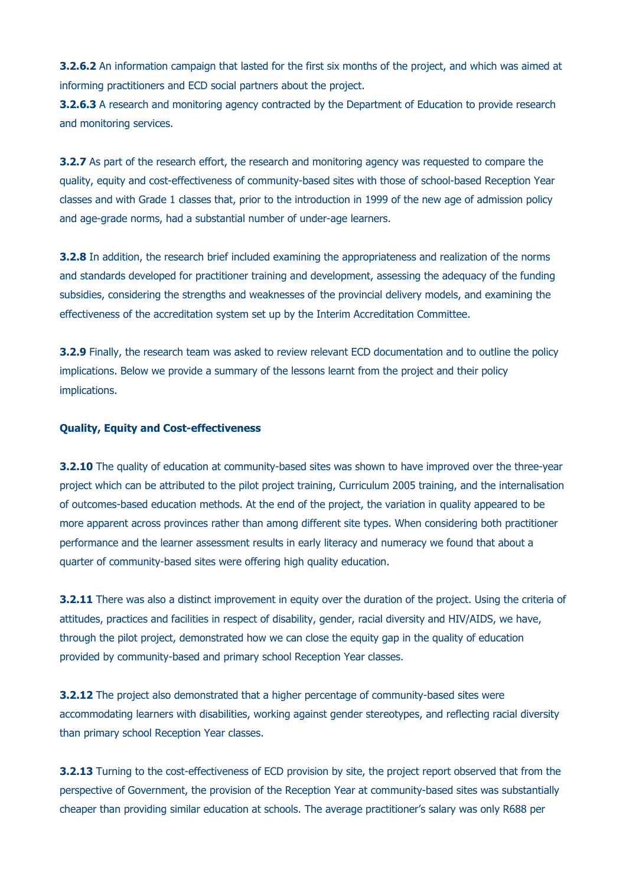**3.2.6.2** An information campaign that lasted for the first six months of the project, and which was aimed at informing practitioners and ECD social partners about the project.

**3.2.6.3** A research and monitoring agency contracted by the Department of Education to provide research and monitoring services.

**3.2.7** As part of the research effort, the research and monitoring agency was requested to compare the quality, equity and cost-effectiveness of community-based sites with those of school-based Reception Year classes and with Grade 1 classes that, prior to the introduction in 1999 of the new age of admission policy and age-grade norms, had a substantial number of under-age learners.

**3.2.8** In addition, the research brief included examining the appropriateness and realization of the norms and standards developed for practitioner training and development, assessing the adequacy of the funding subsidies, considering the strengths and weaknesses of the provincial delivery models, and examining the effectiveness of the accreditation system set up by the Interim Accreditation Committee.

**3.2.9** Finally, the research team was asked to review relevant ECD documentation and to outline the policy implications. Below we provide a summary of the lessons learnt from the project and their policy implications.

**Quality, Equity and Cost-effectiveness**

**3.2.10** The quality of education at community-based sites was shown to have improved over the three-year project which can be attributed to the pilot project training, Curriculum 2005 training, and the internalisation of outcomes-based education methods. At the end of the project, the variation in quality appeared to be more apparent across provinces rather than among different site types. When considering both practitioner performance and the learner assessment results in early literacy and numeracy we found that about a quarter of community-based sites were offering high quality education.

**3.2.11** There was also a distinct improvement in equity over the duration of the project. Using the criteria of attitudes, practices and facilities in respect of disability, gender, racial diversity and HIV/AIDS, we have, through the pilot project, demonstrated how we can close the equity gap in the quality of education provided by community-based and primary school Reception Year classes.

**3.2.12** The project also demonstrated that a higher percentage of community-based sites were accommodating learners with disabilities, working against gender stereotypes, and reflecting racial diversity than primary school Reception Year classes.

**3.2.13** Turning to the cost-effectiveness of ECD provision by site, the project report observed that from the perspective of Government, the provision of the Reception Year at community-based sites was substantially cheaper than providing similar education at schools. The average practitioner's salary was only R688 per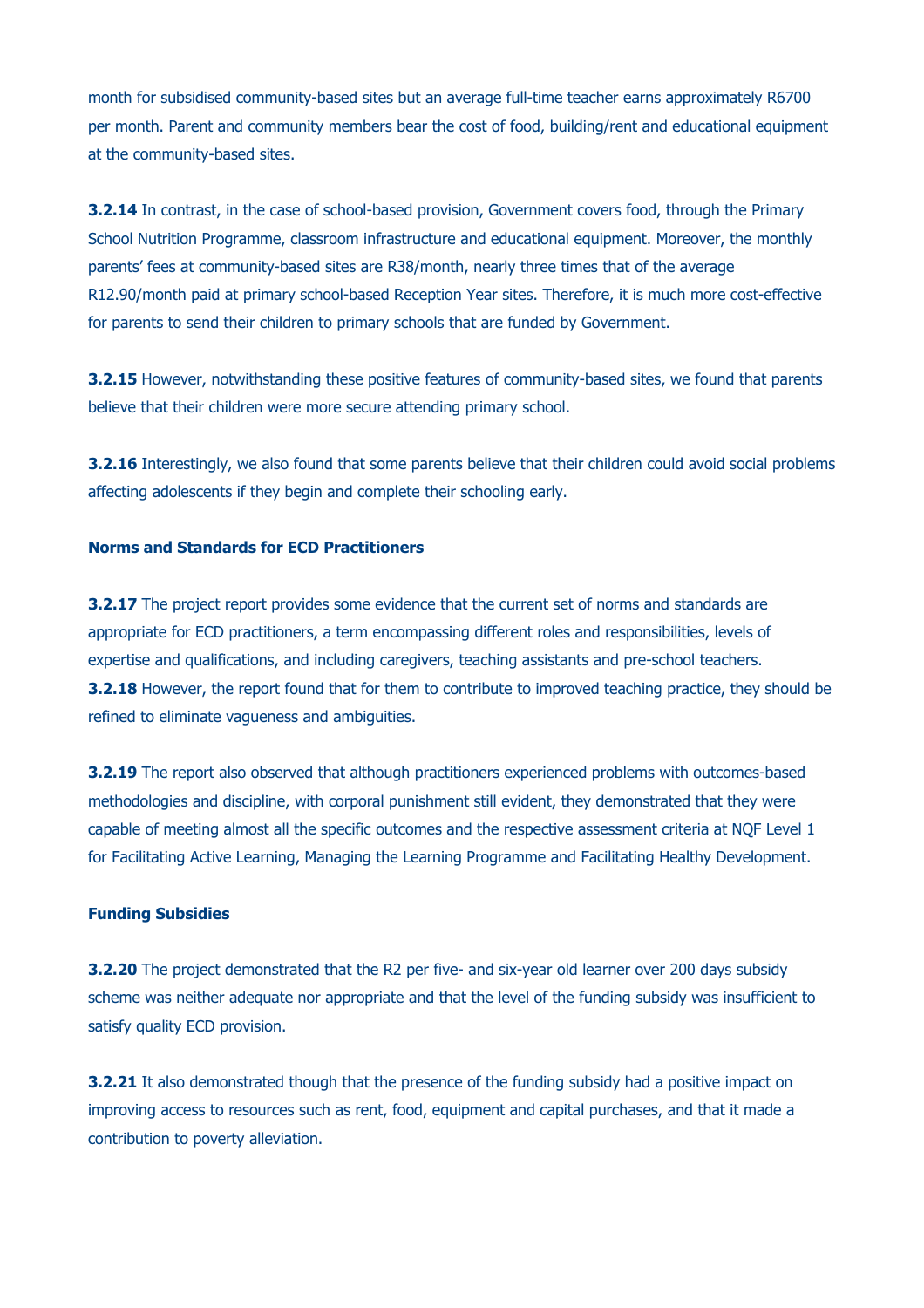month for subsidised community-based sites but an average full-time teacher earns approximately R6700 per month. Parent and community members bear the cost of food, building/rent and educational equipment at the community-based sites.

**3.2.14** In contrast, in the case of school-based provision, Government covers food, through the Primary School Nutrition Programme, classroom infrastructure and educational equipment. Moreover, the monthly parents' fees at community-based sites are R38/month, nearly three times that of the average R12.90/month paid at primary school-based Reception Year sites. Therefore, it is much more cost-effective for parents to send their children to primary schools that are funded by Government.

**3.2.15** However, notwithstanding these positive features of community-based sites, we found that parents believe that their children were more secure attending primary school.

**3.2.16** Interestingly, we also found that some parents believe that their children could avoid social problems affecting adolescents if they begin and complete their schooling early.

**Norms and Standards for ECD Practitioners**

**3.2.17** The project report provides some evidence that the current set of norms and standards are appropriate for ECD practitioners, a term encompassing different roles and responsibilities, levels of expertise and qualifications, and including caregivers, teaching assistants and pre-school teachers.
**3.2.18** However, the report found that for them to contribute to improved teaching practice, they should be refined to eliminate vagueness and ambiguities.

**3.2.19** The report also observed that although practitioners experienced problems with outcomes-based methodologies and discipline, with corporal punishment still evident, they demonstrated that they were capable of meeting almost all the specific outcomes and the respective assessment criteria at NQF Level 1 for Facilitating Active Learning, Managing the Learning Programme and Facilitating Healthy Development.

**Funding Subsidies**

**3.2.20** The project demonstrated that the R2 per five- and six-year old learner over 200 days subsidy scheme was neither adequate nor appropriate and that the level of the funding subsidy was insufficient to satisfy quality ECD provision.

**3.2.21** It also demonstrated though that the presence of the funding subsidy had a positive impact on improving access to resources such as rent, food, equipment and capital purchases, and that it made a contribution to poverty alleviation.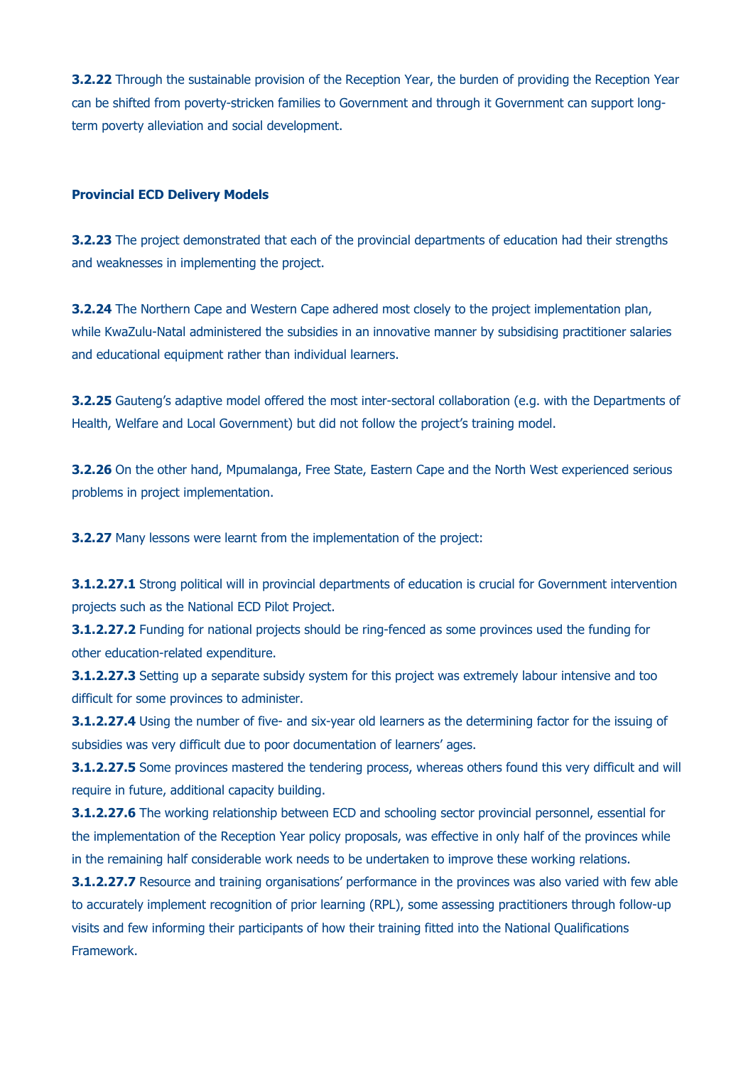**3.2.22** Through the sustainable provision of the Reception Year, the burden of providing the Reception Year can be shifted from poverty-stricken families to Government and through it Government can support long-term poverty alleviation and social development.

**Provincial ECD Delivery Models**

**3.2.23** The project demonstrated that each of the provincial departments of education had their strengths and weaknesses in implementing the project.

**3.2.24** The Northern Cape and Western Cape adhered most closely to the project implementation plan, while KwaZulu-Natal administered the subsidies in an innovative manner by subsidising practitioner salaries and educational equipment rather than individual learners.

**3.2.25** Gauteng's adaptive model offered the most inter-sectoral collaboration (e.g. with the Departments of Health, Welfare and Local Government) but did not follow the project's training model.

**3.2.26** On the other hand, Mpumalanga, Free State, Eastern Cape and the North West experienced serious problems in project implementation.

**3.2.27** Many lessons were learnt from the implementation of the project:

**3.1.2.27.1** Strong political will in provincial departments of education is crucial for Government intervention projects such as the National ECD Pilot Project.
**3.1.2.27.2** Funding for national projects should be ring-fenced as some provinces used the funding for other education-related expenditure.
**3.1.2.27.3** Setting up a separate subsidy system for this project was extremely labour intensive and too difficult for some provinces to administer.
**3.1.2.27.4** Using the number of five- and six-year old learners as the determining factor for the issuing of subsidies was very difficult due to poor documentation of learners' ages.
**3.1.2.27.5** Some provinces mastered the tendering process, whereas others found this very difficult and will require in future, additional capacity building.
**3.1.2.27.6** The working relationship between ECD and schooling sector provincial personnel, essential for the implementation of the Reception Year policy proposals, was effective in only half of the provinces while in the remaining half considerable work needs to be undertaken to improve these working relations.
**3.1.2.27.7** Resource and training organisations' performance in the provinces was also varied with few able to accurately implement recognition of prior learning (RPL), some assessing practitioners through follow-up visits and few informing their participants of how their training fitted into the National Qualifications Framework.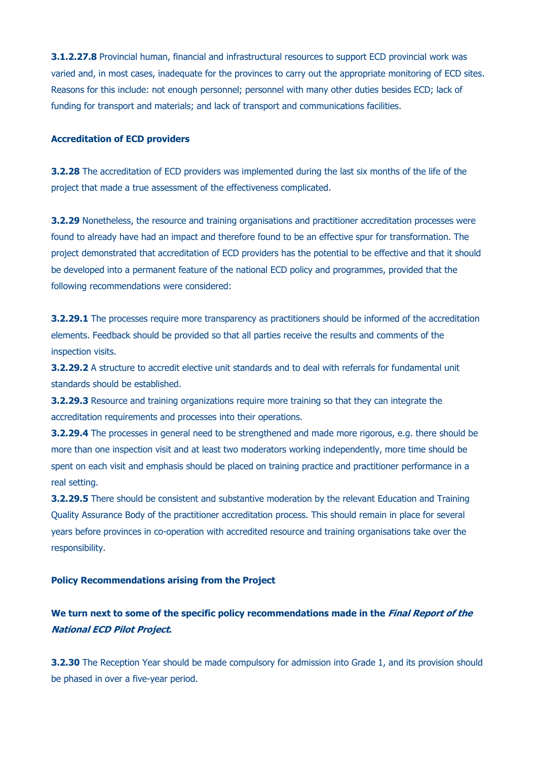**3.1.2.27.8** Provincial human, financial and infrastructural resources to support ECD provincial work was varied and, in most cases, inadequate for the provinces to carry out the appropriate monitoring of ECD sites. Reasons for this include: not enough personnel; personnel with many other duties besides ECD; lack of funding for transport and materials; and lack of transport and communications facilities.

**Accreditation of ECD providers**

**3.2.28** The accreditation of ECD providers was implemented during the last six months of the life of the project that made a true assessment of the effectiveness complicated.

**3.2.29** Nonetheless, the resource and training organisations and practitioner accreditation processes were found to already have had an impact and therefore found to be an effective spur for transformation. The project demonstrated that accreditation of ECD providers has the potential to be effective and that it should be developed into a permanent feature of the national ECD policy and programmes, provided that the following recommendations were considered:

**3.2.29.1** The processes require more transparency as practitioners should be informed of the accreditation elements. Feedback should be provided so that all parties receive the results and comments of the inspection visits.

**3.2.29.2** A structure to accredit elective unit standards and to deal with referrals for fundamental unit standards should be established.

**3.2.29.3** Resource and training organizations require more training so that they can integrate the accreditation requirements and processes into their operations.

**3.2.29.4** The processes in general need to be strengthened and made more rigorous, e.g. there should be more than one inspection visit and at least two moderators working independently, more time should be spent on each visit and emphasis should be placed on training practice and practitioner performance in a real setting.

**3.2.29.5** There should be consistent and substantive moderation by the relevant Education and Training Quality Assurance Body of the practitioner accreditation process. This should remain in place for several years before provinces in co-operation with accredited resource and training organisations take over the responsibility.

**Policy Recommendations arising from the Project**

**We turn next to some of the specific policy recommendations made in the *Final Report of the National ECD Pilot Project*.**

**3.2.30** The Reception Year should be made compulsory for admission into Grade 1, and its provision should be phased in over a five-year period.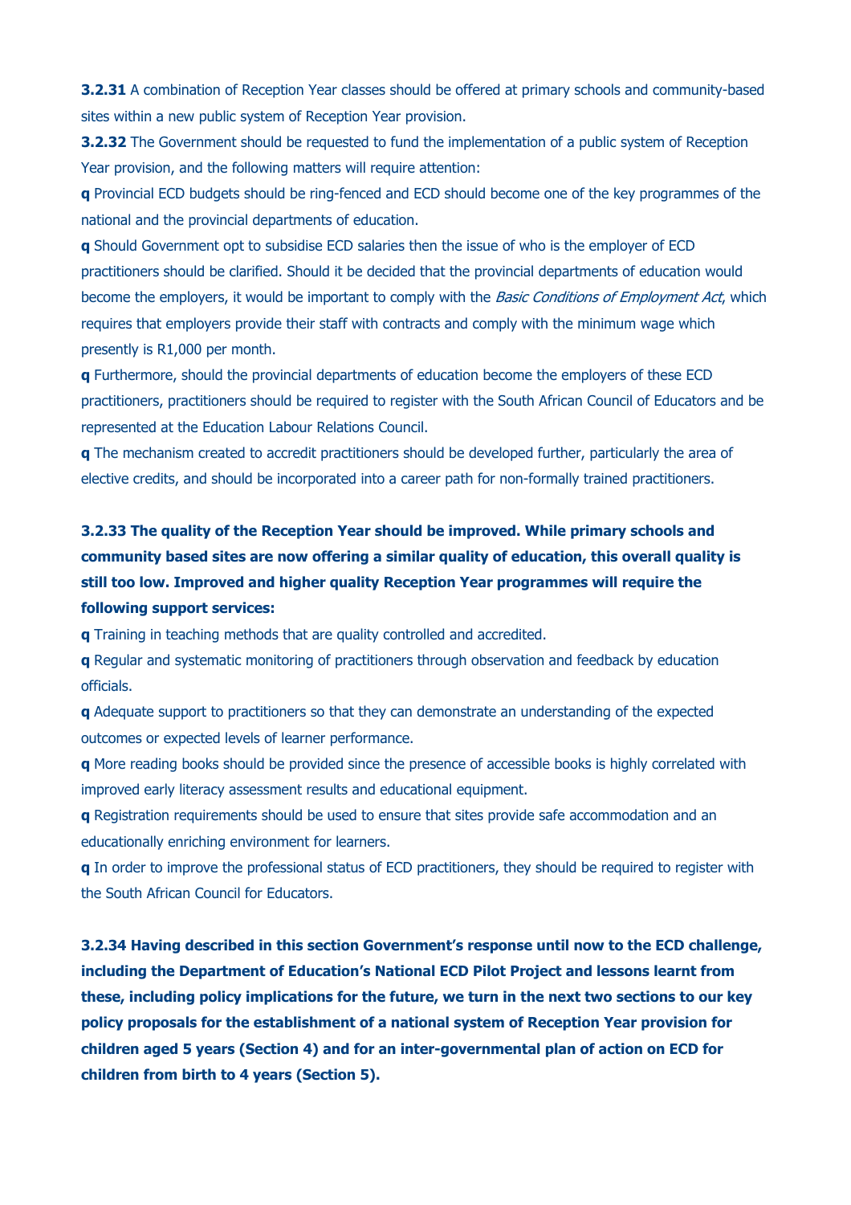**3.2.31** A combination of Reception Year classes should be offered at primary schools and community-based sites within a new public system of Reception Year provision.

**3.2.32** The Government should be requested to fund the implementation of a public system of Reception Year provision, and the following matters will require attention:

- Provincial ECD budgets should be ring-fenced and ECD should become one of the key programmes of the national and the provincial departments of education.
- Should Government opt to subsidise ECD salaries then the issue of who is the employer of ECD practitioners should be clarified. Should it be decided that the provincial departments of education would become the employers, it would be important to comply with the *Basic Conditions of Employment Act*, which requires that employers provide their staff with contracts and comply with the minimum wage which presently is R1,000 per month.
- Furthermore, should the provincial departments of education become the employers of these ECD practitioners, practitioners should be required to register with the South African Council of Educators and be represented at the Education Labour Relations Council.
- The mechanism created to accredit practitioners should be developed further, particularly the area of elective credits, and should be incorporated into a career path for non-formally trained practitioners.

**3.2.33 The quality of the Reception Year should be improved. While primary schools and community based sites are now offering a similar quality of education, this overall quality is still too low. Improved and higher quality Reception Year programmes will require the following support services:**

- Training in teaching methods that are quality controlled and accredited.
- Regular and systematic monitoring of practitioners through observation and feedback by education officials.
- Adequate support to practitioners so that they can demonstrate an understanding of the expected outcomes or expected levels of learner performance.
- More reading books should be provided since the presence of accessible books is highly correlated with improved early literacy assessment results and educational equipment.
- Registration requirements should be used to ensure that sites provide safe accommodation and an educationally enriching environment for learners.
- In order to improve the professional status of ECD practitioners, they should be required to register with the South African Council for Educators.

**3.2.34 Having described in this section Government's response until now to the ECD challenge, including the Department of Education's National ECD Pilot Project and lessons learnt from these, including policy implications for the future, we turn in the next two sections to our key policy proposals for the establishment of a national system of Reception Year provision for children aged 5 years (Section 4) and for an inter-governmental plan of action on ECD for children from birth to 4 years (Section 5).**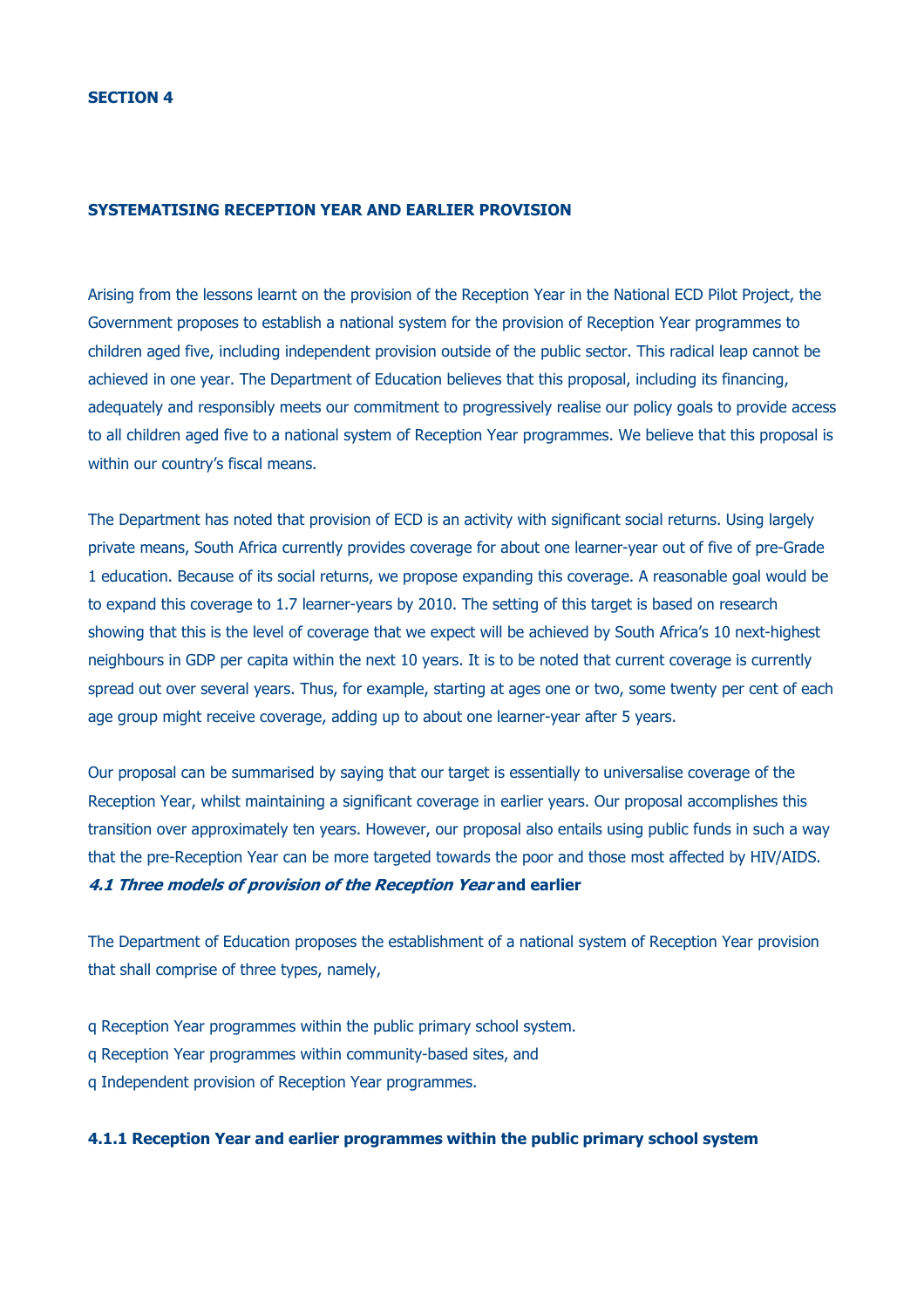## SECTION 4

## SYSTEMATISING RECEPTION YEAR AND EARLIER PROVISION

Arising from the lessons learnt on the provision of the Reception Year in the National ECD Pilot Project, the Government proposes to establish a national system for the provision of Reception Year programmes to children aged five, including independent provision outside of the public sector. This radical leap cannot be achieved in one year. The Department of Education believes that this proposal, including its financing, adequately and responsibly meets our commitment to progressively realise our policy goals to provide access to all children aged five to a national system of Reception Year programmes. We believe that this proposal is within our country's fiscal means.

The Department has noted that provision of ECD is an activity with significant social returns. Using largely private means, South Africa currently provides coverage for about one learner-year out of five of pre-Grade 1 education. Because of its social returns, we propose expanding this coverage. A reasonable goal would be to expand this coverage to 1.7 learner-years by 2010. The setting of this target is based on research showing that this is the level of coverage that we expect will be achieved by South Africa's 10 next-highest neighbours in GDP per capita within the next 10 years. It is to be noted that current coverage is currently spread out over several years. Thus, for example, starting at ages one or two, some twenty per cent of each age group might receive coverage, adding up to about one learner-year after 5 years.

Our proposal can be summarised by saying that our target is essentially to universalise coverage of the Reception Year, whilst maintaining a significant coverage in earlier years. Our proposal accomplishes this transition over approximately ten years. However, our proposal also entails using public funds in such a way that the pre-Reception Year can be more targeted towards the poor and those most affected by HIV/AIDS.

### *4.1 Three models of provision of the Reception Year* and earlier

The Department of Education proposes the establishment of a national system of Reception Year provision that shall comprise of three types, namely,

- Reception Year programmes within the public primary school system.
- Reception Year programmes within community-based sites, and
- Independent provision of Reception Year programmes.

#### 4.1.1 Reception Year and earlier programmes within the public primary school system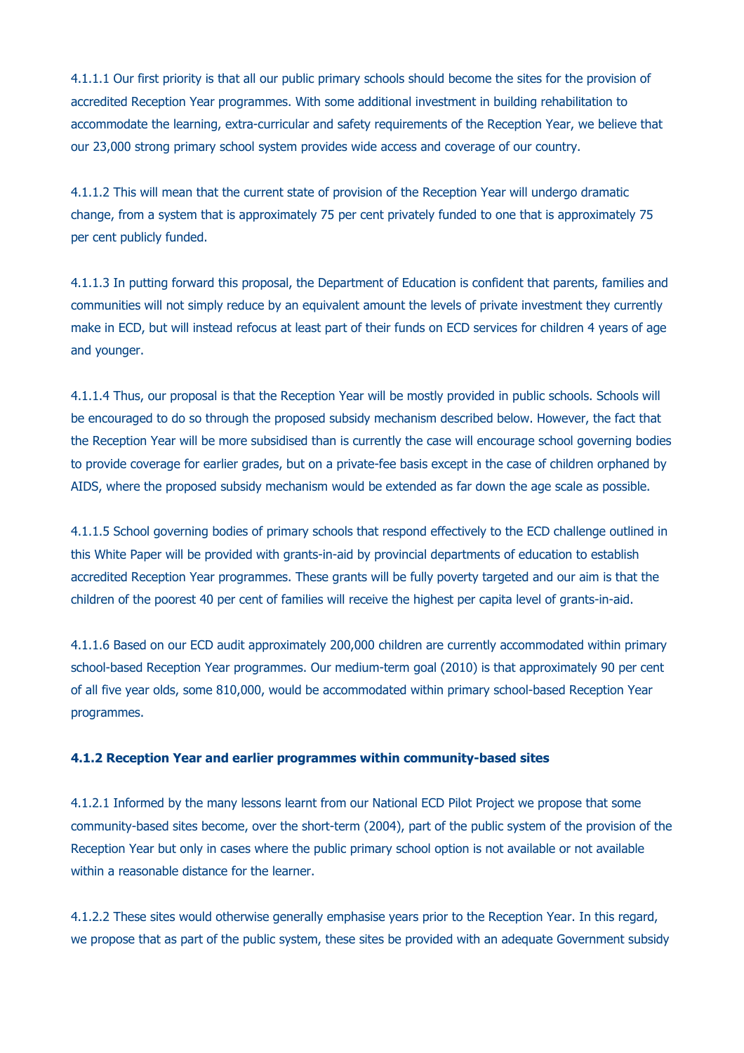4.1.1.1 Our first priority is that all our public primary schools should become the sites for the provision of accredited Reception Year programmes. With some additional investment in building rehabilitation to accommodate the learning, extra-curricular and safety requirements of the Reception Year, we believe that our 23,000 strong primary school system provides wide access and coverage of our country.

4.1.1.2 This will mean that the current state of provision of the Reception Year will undergo dramatic change, from a system that is approximately 75 per cent privately funded to one that is approximately 75 per cent publicly funded.

4.1.1.3 In putting forward this proposal, the Department of Education is confident that parents, families and communities will not simply reduce by an equivalent amount the levels of private investment they currently make in ECD, but will instead refocus at least part of their funds on ECD services for children 4 years of age and younger.

4.1.1.4 Thus, our proposal is that the Reception Year will be mostly provided in public schools. Schools will be encouraged to do so through the proposed subsidy mechanism described below. However, the fact that the Reception Year will be more subsidised than is currently the case will encourage school governing bodies to provide coverage for earlier grades, but on a private-fee basis except in the case of children orphaned by AIDS, where the proposed subsidy mechanism would be extended as far down the age scale as possible.

4.1.1.5 School governing bodies of primary schools that respond effectively to the ECD challenge outlined in this White Paper will be provided with grants-in-aid by provincial departments of education to establish accredited Reception Year programmes. These grants will be fully poverty targeted and our aim is that the children of the poorest 40 per cent of families will receive the highest per capita level of grants-in-aid.

4.1.1.6 Based on our ECD audit approximately 200,000 children are currently accommodated within primary school-based Reception Year programmes. Our medium-term goal (2010) is that approximately 90 per cent of all five year olds, some 810,000, would be accommodated within primary school-based Reception Year programmes.

#### 4.1.2 Reception Year and earlier programmes within community-based sites

4.1.2.1 Informed by the many lessons learnt from our National ECD Pilot Project we propose that some community-based sites become, over the short-term (2004), part of the public system of the provision of the Reception Year but only in cases where the public primary school option is not available or not available within a reasonable distance for the learner.

4.1.2.2 These sites would otherwise generally emphasise years prior to the Reception Year. In this regard, we propose that as part of the public system, these sites be provided with an adequate Government subsidy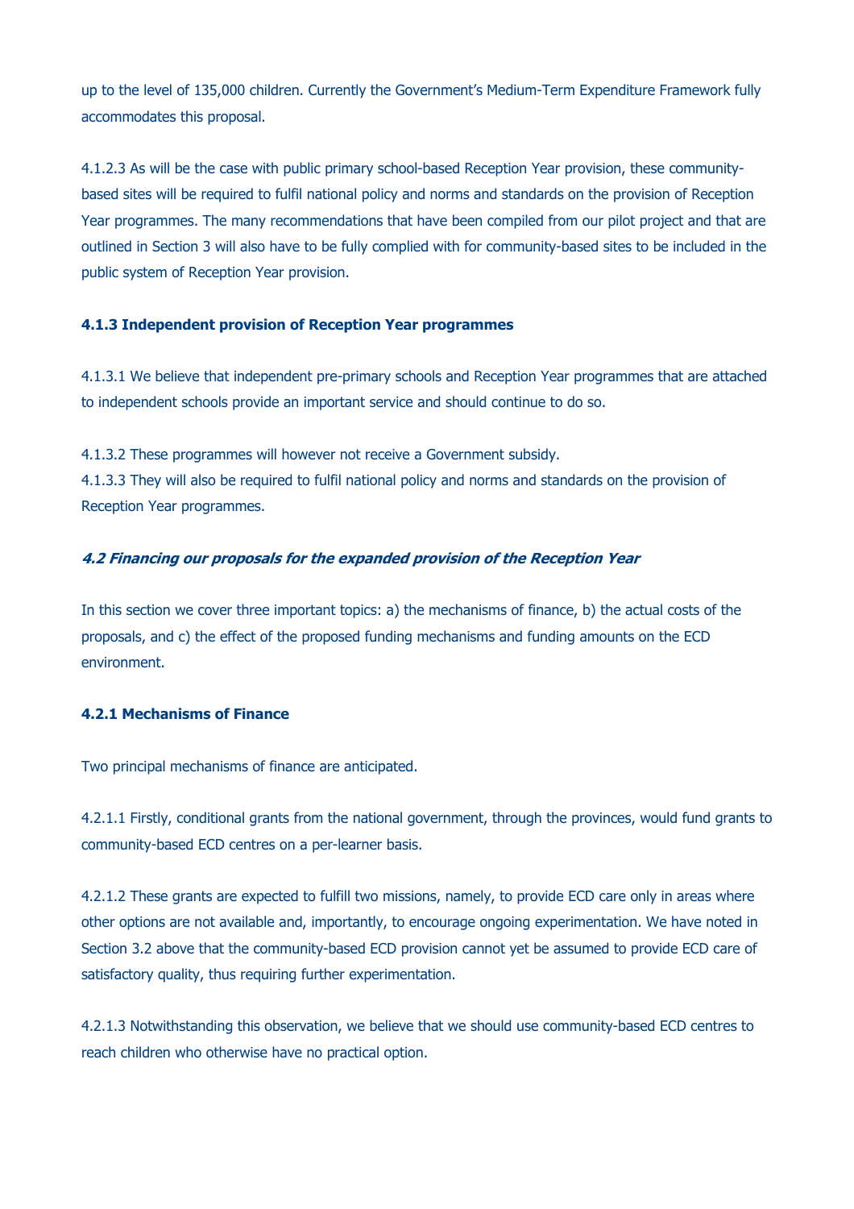up to the level of 135,000 children. Currently the Government's Medium-Term Expenditure Framework fully accommodates this proposal.

4.1.2.3 As will be the case with public primary school-based Reception Year provision, these community-based sites will be required to fulfil national policy and norms and standards on the provision of Reception Year programmes. The many recommendations that have been compiled from our pilot project and that are outlined in Section 3 will also have to be fully complied with for community-based sites to be included in the public system of Reception Year provision.

#### 4.1.3 Independent provision of Reception Year programmes

4.1.3.1 We believe that independent pre-primary schools and Reception Year programmes that are attached to independent schools provide an important service and should continue to do so.

4.1.3.2 These programmes will however not receive a Government subsidy.

4.1.3.3 They will also be required to fulfil national policy and norms and standards on the provision of Reception Year programmes.

### *4.2 Financing our proposals for the expanded provision of the Reception Year*

In this section we cover three important topics: a) the mechanisms of finance, b) the actual costs of the proposals, and c) the effect of the proposed funding mechanisms and funding amounts on the ECD environment.

#### 4.2.1 Mechanisms of Finance

Two principal mechanisms of finance are anticipated.

4.2.1.1 Firstly, conditional grants from the national government, through the provinces, would fund grants to community-based ECD centres on a per-learner basis.

4.2.1.2 These grants are expected to fulfill two missions, namely, to provide ECD care only in areas where other options are not available and, importantly, to encourage ongoing experimentation. We have noted in Section 3.2 above that the community-based ECD provision cannot yet be assumed to provide ECD care of satisfactory quality, thus requiring further experimentation.

4.2.1.3 Notwithstanding this observation, we believe that we should use community-based ECD centres to reach children who otherwise have no practical option.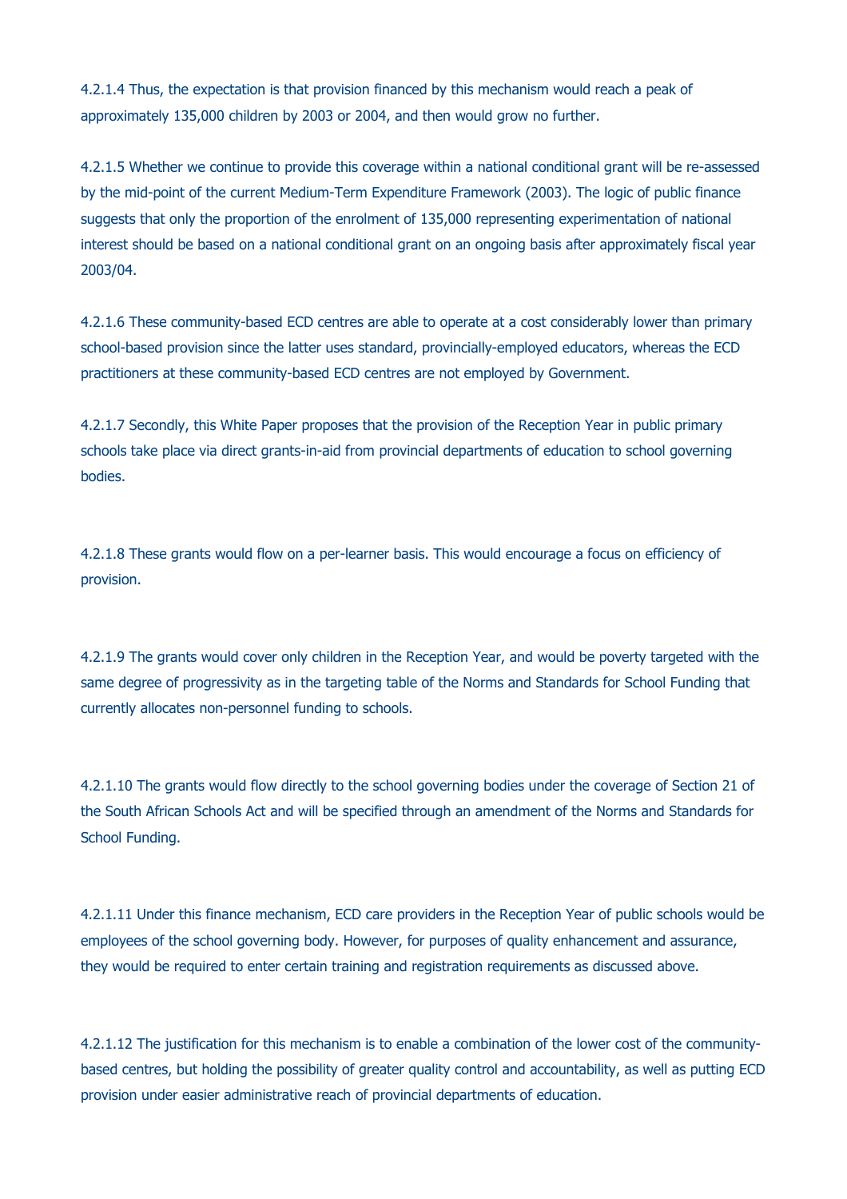4.2.1.4 Thus, the expectation is that provision financed by this mechanism would reach a peak of approximately 135,000 children by 2003 or 2004, and then would grow no further.

4.2.1.5 Whether we continue to provide this coverage within a national conditional grant will be re-assessed by the mid-point of the current Medium-Term Expenditure Framework (2003). The logic of public finance suggests that only the proportion of the enrolment of 135,000 representing experimentation of national interest should be based on a national conditional grant on an ongoing basis after approximately fiscal year 2003/04.

4.2.1.6 These community-based ECD centres are able to operate at a cost considerably lower than primary school-based provision since the latter uses standard, provincially-employed educators, whereas the ECD practitioners at these community-based ECD centres are not employed by Government.

4.2.1.7 Secondly, this White Paper proposes that the provision of the Reception Year in public primary schools take place via direct grants-in-aid from provincial departments of education to school governing bodies.

4.2.1.8 These grants would flow on a per-learner basis. This would encourage a focus on efficiency of provision.

4.2.1.9 The grants would cover only children in the Reception Year, and would be poverty targeted with the same degree of progressivity as in the targeting table of the Norms and Standards for School Funding that currently allocates non-personnel funding to schools.

4.2.1.10 The grants would flow directly to the school governing bodies under the coverage of Section 21 of the South African Schools Act and will be specified through an amendment of the Norms and Standards for School Funding.

4.2.1.11 Under this finance mechanism, ECD care providers in the Reception Year of public schools would be employees of the school governing body. However, for purposes of quality enhancement and assurance, they would be required to enter certain training and registration requirements as discussed above.

4.2.1.12 The justification for this mechanism is to enable a combination of the lower cost of the community-based centres, but holding the possibility of greater quality control and accountability, as well as putting ECD provision under easier administrative reach of provincial departments of education.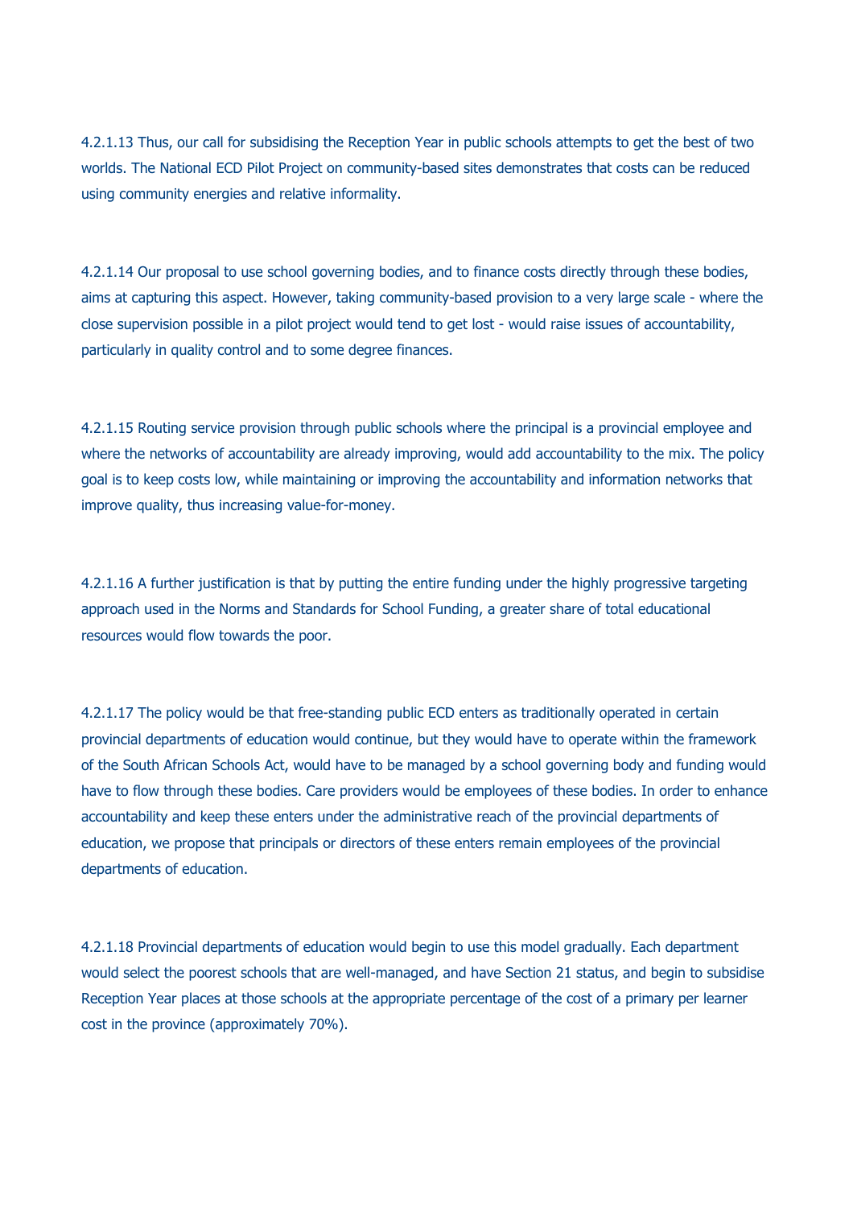4.2.1.13 Thus, our call for subsidising the Reception Year in public schools attempts to get the best of two worlds. The National ECD Pilot Project on community-based sites demonstrates that costs can be reduced using community energies and relative informality.

4.2.1.14 Our proposal to use school governing bodies, and to finance costs directly through these bodies, aims at capturing this aspect. However, taking community-based provision to a very large scale - where the close supervision possible in a pilot project would tend to get lost - would raise issues of accountability, particularly in quality control and to some degree finances.

4.2.1.15 Routing service provision through public schools where the principal is a provincial employee and where the networks of accountability are already improving, would add accountability to the mix. The policy goal is to keep costs low, while maintaining or improving the accountability and information networks that improve quality, thus increasing value-for-money.

4.2.1.16 A further justification is that by putting the entire funding under the highly progressive targeting approach used in the Norms and Standards for School Funding, a greater share of total educational resources would flow towards the poor.

4.2.1.17 The policy would be that free-standing public ECD enters as traditionally operated in certain provincial departments of education would continue, but they would have to operate within the framework of the South African Schools Act, would have to be managed by a school governing body and funding would have to flow through these bodies. Care providers would be employees of these bodies. In order to enhance accountability and keep these enters under the administrative reach of the provincial departments of education, we propose that principals or directors of these enters remain employees of the provincial departments of education.

4.2.1.18 Provincial departments of education would begin to use this model gradually. Each department would select the poorest schools that are well-managed, and have Section 21 status, and begin to subsidise Reception Year places at those schools at the appropriate percentage of the cost of a primary per learner cost in the province (approximately 70%).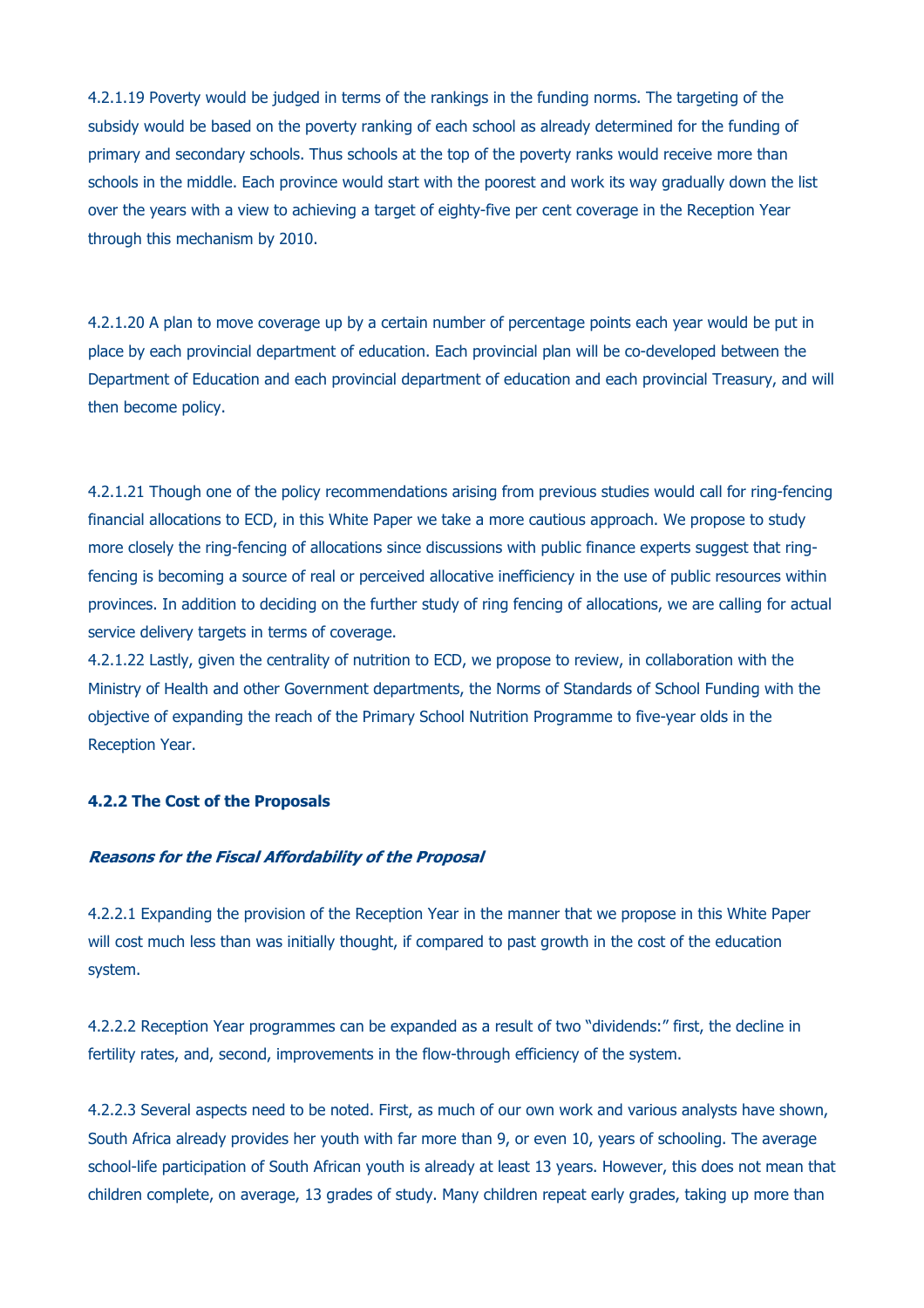4.2.1.19 Poverty would be judged in terms of the rankings in the funding norms. The targeting of the subsidy would be based on the poverty ranking of each school as already determined for the funding of primary and secondary schools. Thus schools at the top of the poverty ranks would receive more than schools in the middle. Each province would start with the poorest and work its way gradually down the list over the years with a view to achieving a target of eighty-five per cent coverage in the Reception Year through this mechanism by 2010.

4.2.1.20 A plan to move coverage up by a certain number of percentage points each year would be put in place by each provincial department of education. Each provincial plan will be co-developed between the Department of Education and each provincial department of education and each provincial Treasury, and will then become policy.

4.2.1.21 Though one of the policy recommendations arising from previous studies would call for ring-fencing financial allocations to ECD, in this White Paper we take a more cautious approach. We propose to study more closely the ring-fencing of allocations since discussions with public finance experts suggest that ring-fencing is becoming a source of real or perceived allocative inefficiency in the use of public resources within provinces. In addition to deciding on the further study of ring fencing of allocations, we are calling for actual service delivery targets in terms of coverage.

4.2.1.22 Lastly, given the centrality of nutrition to ECD, we propose to review, in collaboration with the Ministry of Health and other Government departments, the Norms of Standards of School Funding with the objective of expanding the reach of the Primary School Nutrition Programme to five-year olds in the Reception Year.

#### 4.2.2 The Cost of the Proposals

***Reasons for the Fiscal Affordability of the Proposal***

4.2.2.1 Expanding the provision of the Reception Year in the manner that we propose in this White Paper will cost much less than was initially thought, if compared to past growth in the cost of the education system.

4.2.2.2 Reception Year programmes can be expanded as a result of two "dividends:" first, the decline in fertility rates, and, second, improvements in the flow-through efficiency of the system.

4.2.2.3 Several aspects need to be noted. First, as much of our own work and various analysts have shown, South Africa already provides her youth with far more than 9, or even 10, years of schooling. The average school-life participation of South African youth is already at least 13 years. However, this does not mean that children complete, on average, 13 grades of study. Many children repeat early grades, taking up more than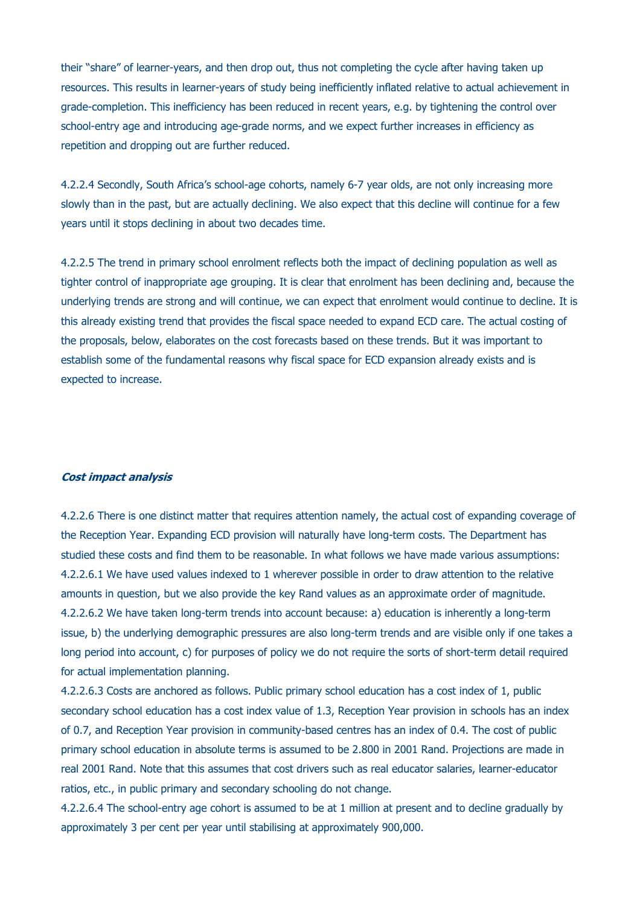their "share" of learner-years, and then drop out, thus not completing the cycle after having taken up resources. This results in learner-years of study being inefficiently inflated relative to actual achievement in grade-completion. This inefficiency has been reduced in recent years, e.g. by tightening the control over school-entry age and introducing age-grade norms, and we expect further increases in efficiency as repetition and dropping out are further reduced.

4.2.2.4 Secondly, South Africa's school-age cohorts, namely 6-7 year olds, are not only increasing more slowly than in the past, but are actually declining. We also expect that this decline will continue for a few years until it stops declining in about two decades time.

4.2.2.5 The trend in primary school enrolment reflects both the impact of declining population as well as tighter control of inappropriate age grouping. It is clear that enrolment has been declining and, because the underlying trends are strong and will continue, we can expect that enrolment would continue to decline. It is this already existing trend that provides the fiscal space needed to expand ECD care. The actual costing of the proposals, below, elaborates on the cost forecasts based on these trends. But it was important to establish some of the fundamental reasons why fiscal space for ECD expansion already exists and is expected to increase.

***Cost impact analysis***

4.2.2.6 There is one distinct matter that requires attention namely, the actual cost of expanding coverage of the Reception Year. Expanding ECD provision will naturally have long-term costs. The Department has studied these costs and find them to be reasonable. In what follows we have made various assumptions:
4.2.2.6.1 We have used values indexed to 1 wherever possible in order to draw attention to the relative amounts in question, but we also provide the key Rand values as an approximate order of magnitude.
4.2.2.6.2 We have taken long-term trends into account because: a) education is inherently a long-term issue, b) the underlying demographic pressures are also long-term trends and are visible only if one takes a long period into account, c) for purposes of policy we do not require the sorts of short-term detail required for actual implementation planning.
4.2.2.6.3 Costs are anchored as follows. Public primary school education has a cost index of 1, public secondary school education has a cost index value of 1.3, Reception Year provision in schools has an index of 0.7, and Reception Year provision in community-based centres has an index of 0.4. The cost of public primary school education in absolute terms is assumed to be 2.800 in 2001 Rand. Projections are made in real 2001 Rand. Note that this assumes that cost drivers such as real educator salaries, learner-educator ratios, etc., in public primary and secondary schooling do not change.
4.2.2.6.4 The school-entry age cohort is assumed to be at 1 million at present and to decline gradually by approximately 3 per cent per year until stabilising at approximately 900,000.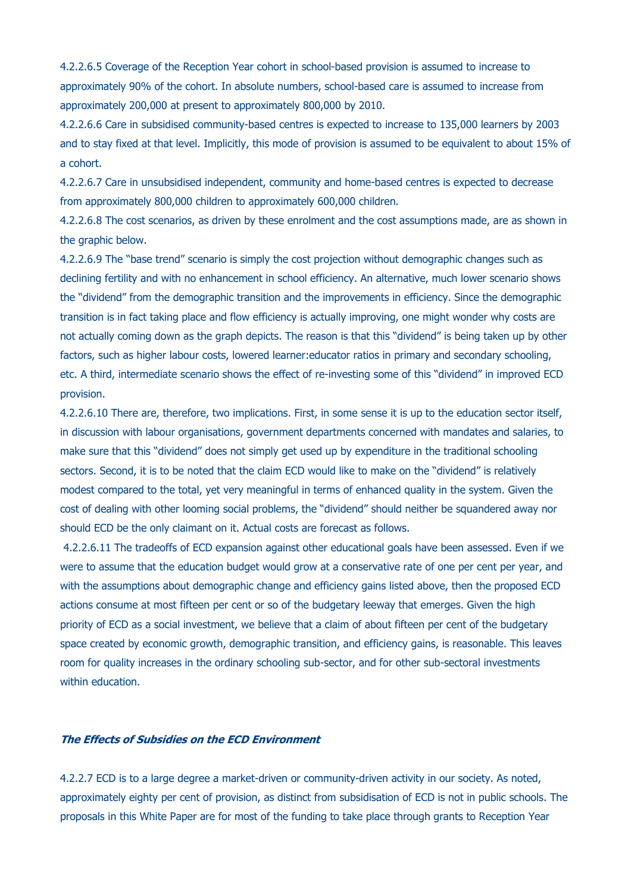4.2.2.6.5 Coverage of the Reception Year cohort in school-based provision is assumed to increase to approximately 90% of the cohort. In absolute numbers, school-based care is assumed to increase from approximately 200,000 at present to approximately 800,000 by 2010.

4.2.2.6.6 Care in subsidised community-based centres is expected to increase to 135,000 learners by 2003 and to stay fixed at that level. Implicitly, this mode of provision is assumed to be equivalent to about 15% of a cohort.

4.2.2.6.7 Care in unsubsidised independent, community and home-based centres is expected to decrease from approximately 800,000 children to approximately 600,000 children.

4.2.2.6.8 The cost scenarios, as driven by these enrolment and the cost assumptions made, are as shown in the graphic below.

4.2.2.6.9 The "base trend" scenario is simply the cost projection without demographic changes such as declining fertility and with no enhancement in school efficiency. An alternative, much lower scenario shows the "dividend" from the demographic transition and the improvements in efficiency. Since the demographic transition is in fact taking place and flow efficiency is actually improving, one might wonder why costs are not actually coming down as the graph depicts. The reason is that this "dividend" is being taken up by other factors, such as higher labour costs, lowered learner:educator ratios in primary and secondary schooling, etc. A third, intermediate scenario shows the effect of re-investing some of this "dividend" in improved ECD provision.

4.2.2.6.10 There are, therefore, two implications. First, in some sense it is up to the education sector itself, in discussion with labour organisations, government departments concerned with mandates and salaries, to make sure that this "dividend" does not simply get used up by expenditure in the traditional schooling sectors. Second, it is to be noted that the claim ECD would like to make on the "dividend" is relatively modest compared to the total, yet very meaningful in terms of enhanced quality in the system. Given the cost of dealing with other looming social problems, the "dividend" should neither be squandered away nor should ECD be the only claimant on it. Actual costs are forecast as follows.

4.2.2.6.11 The tradeoffs of ECD expansion against other educational goals have been assessed. Even if we were to assume that the education budget would grow at a conservative rate of one per cent per year, and with the assumptions about demographic change and efficiency gains listed above, then the proposed ECD actions consume at most fifteen per cent or so of the budgetary leeway that emerges. Given the high priority of ECD as a social investment, we believe that a claim of about fifteen per cent of the budgetary space created by economic growth, demographic transition, and efficiency gains, is reasonable. This leaves room for quality increases in the ordinary schooling sub-sector, and for other sub-sectoral investments within education.

***The Effects of Subsidies on the ECD Environment***

4.2.2.7 ECD is to a large degree a market-driven or community-driven activity in our society. As noted, approximately eighty per cent of provision, as distinct from subsidisation of ECD is not in public schools. The proposals in this White Paper are for most of the funding to take place through grants to Reception Year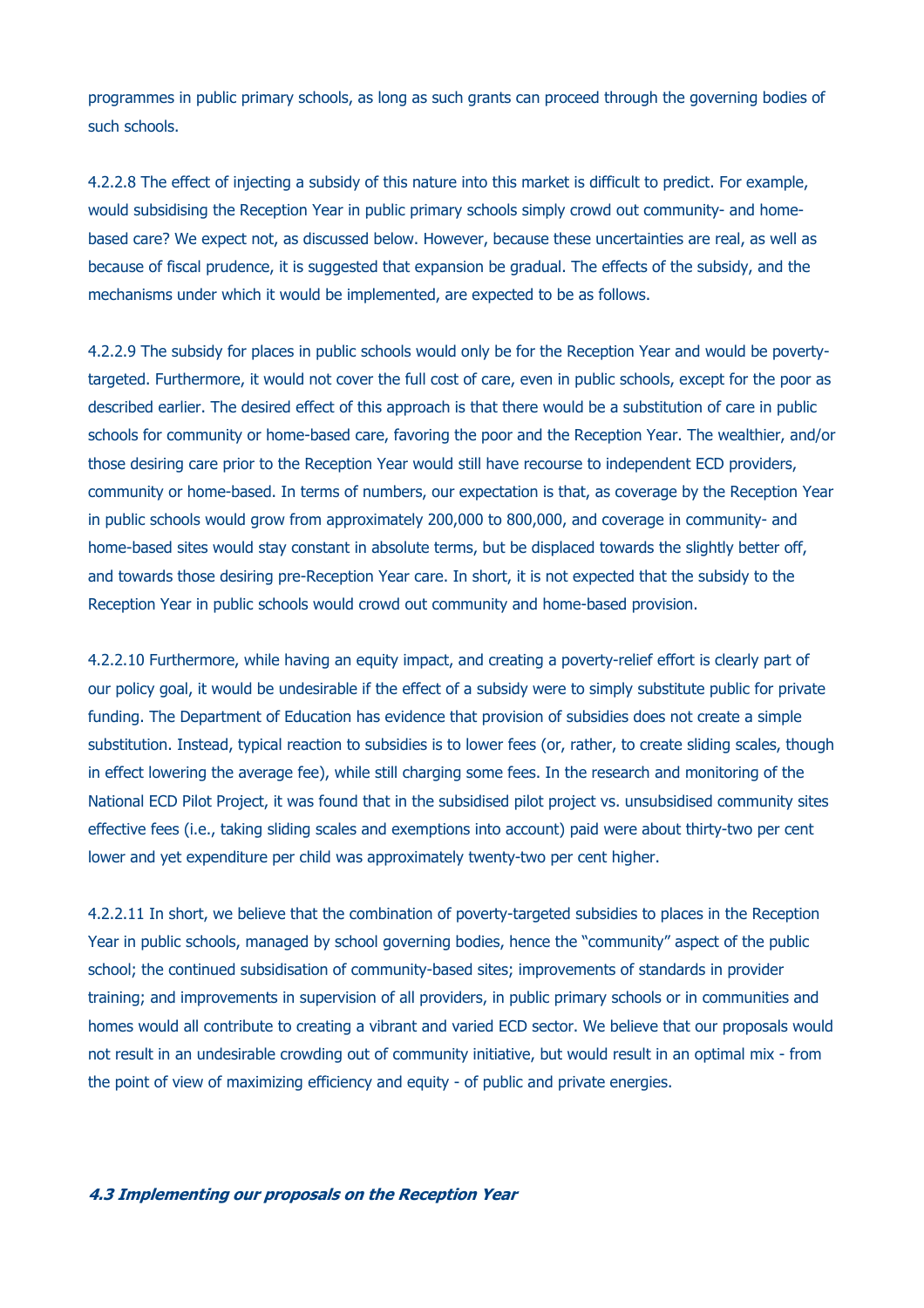programmes in public primary schools, as long as such grants can proceed through the governing bodies of such schools.

4.2.2.8 The effect of injecting a subsidy of this nature into this market is difficult to predict. For example, would subsidising the Reception Year in public primary schools simply crowd out community- and home-based care? We expect not, as discussed below. However, because these uncertainties are real, as well as because of fiscal prudence, it is suggested that expansion be gradual. The effects of the subsidy, and the mechanisms under which it would be implemented, are expected to be as follows.

4.2.2.9 The subsidy for places in public schools would only be for the Reception Year and would be poverty-targeted. Furthermore, it would not cover the full cost of care, even in public schools, except for the poor as described earlier. The desired effect of this approach is that there would be a substitution of care in public schools for community or home-based care, favoring the poor and the Reception Year. The wealthier, and/or those desiring care prior to the Reception Year would still have recourse to independent ECD providers, community or home-based. In terms of numbers, our expectation is that, as coverage by the Reception Year in public schools would grow from approximately 200,000 to 800,000, and coverage in community- and home-based sites would stay constant in absolute terms, but be displaced towards the slightly better off, and towards those desiring pre-Reception Year care. In short, it is not expected that the subsidy to the Reception Year in public schools would crowd out community and home-based provision.

4.2.2.10 Furthermore, while having an equity impact, and creating a poverty-relief effort is clearly part of our policy goal, it would be undesirable if the effect of a subsidy were to simply substitute public for private funding. The Department of Education has evidence that provision of subsidies does not create a simple substitution. Instead, typical reaction to subsidies is to lower fees (or, rather, to create sliding scales, though in effect lowering the average fee), while still charging some fees. In the research and monitoring of the National ECD Pilot Project, it was found that in the subsidised pilot project vs. unsubsidised community sites effective fees (i.e., taking sliding scales and exemptions into account) paid were about thirty-two per cent lower and yet expenditure per child was approximately twenty-two per cent higher.

4.2.2.11 In short, we believe that the combination of poverty-targeted subsidies to places in the Reception Year in public schools, managed by school governing bodies, hence the "community" aspect of the public school; the continued subsidisation of community-based sites; improvements of standards in provider training; and improvements in supervision of all providers, in public primary schools or in communities and homes would all contribute to creating a vibrant and varied ECD sector. We believe that our proposals would not result in an undesirable crowding out of community initiative, but would result in an optimal mix - from the point of view of maximizing efficiency and equity - of public and private energies.

### *4.3 Implementing our proposals on the Reception Year*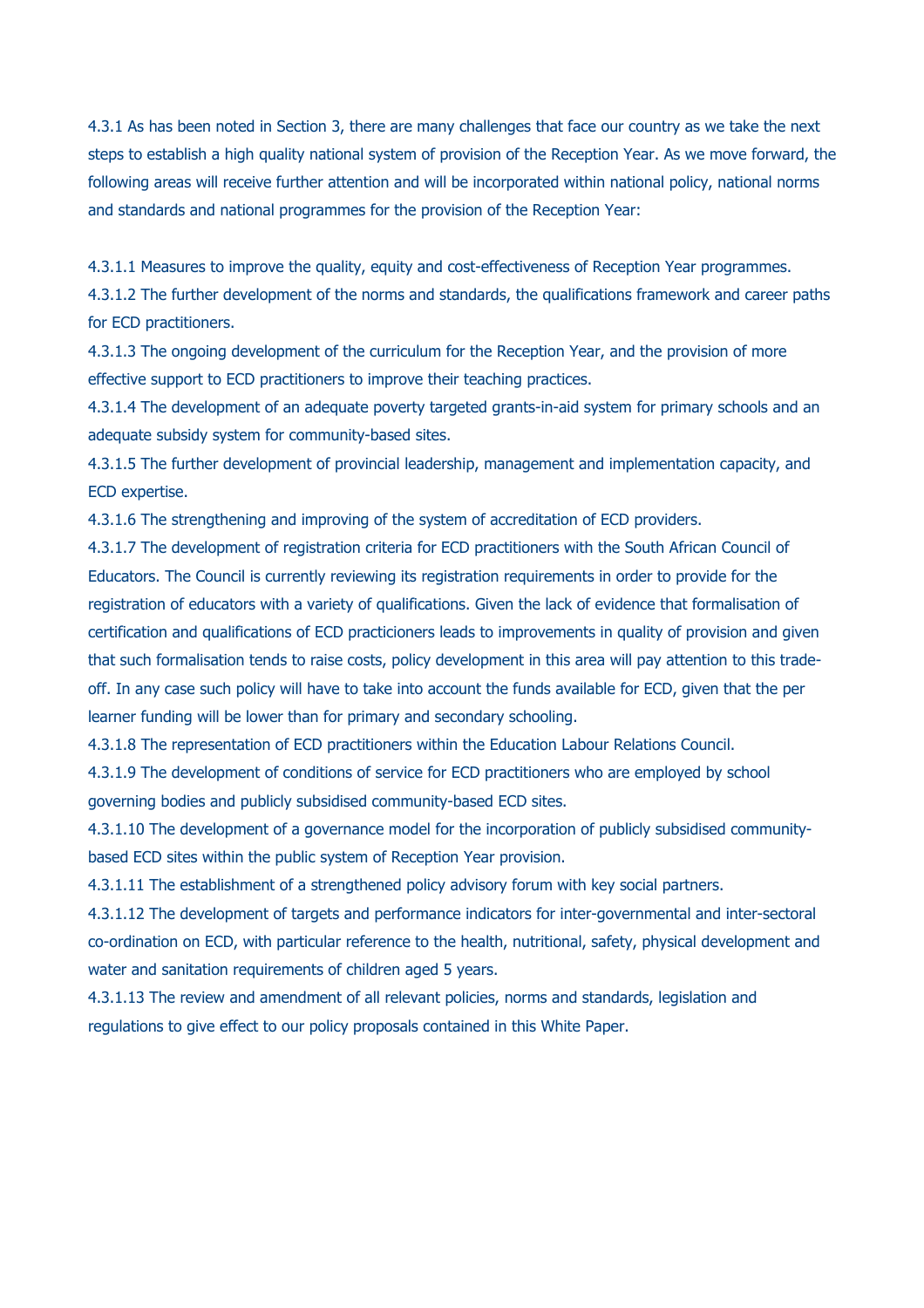4.3.1 As has been noted in Section 3, there are many challenges that face our country as we take the next steps to establish a high quality national system of provision of the Reception Year. As we move forward, the following areas will receive further attention and will be incorporated within national policy, national norms and standards and national programmes for the provision of the Reception Year:

4.3.1.1 Measures to improve the quality, equity and cost-effectiveness of Reception Year programmes.
4.3.1.2 The further development of the norms and standards, the qualifications framework and career paths for ECD practitioners.
4.3.1.3 The ongoing development of the curriculum for the Reception Year, and the provision of more effective support to ECD practitioners to improve their teaching practices.
4.3.1.4 The development of an adequate poverty targeted grants-in-aid system for primary schools and an adequate subsidy system for community-based sites.
4.3.1.5 The further development of provincial leadership, management and implementation capacity, and ECD expertise.
4.3.1.6 The strengthening and improving of the system of accreditation of ECD providers.
4.3.1.7 The development of registration criteria for ECD practitioners with the South African Council of Educators. The Council is currently reviewing its registration requirements in order to provide for the registration of educators with a variety of qualifications. Given the lack of evidence that formalisation of certification and qualifications of ECD practicioners leads to improvements in quality of provision and given that such formalisation tends to raise costs, policy development in this area will pay attention to this trade-off. In any case such policy will have to take into account the funds available for ECD, given that the per learner funding will be lower than for primary and secondary schooling.
4.3.1.8 The representation of ECD practitioners within the Education Labour Relations Council.
4.3.1.9 The development of conditions of service for ECD practitioners who are employed by school governing bodies and publicly subsidised community-based ECD sites.
4.3.1.10 The development of a governance model for the incorporation of publicly subsidised community-based ECD sites within the public system of Reception Year provision.
4.3.1.11 The establishment of a strengthened policy advisory forum with key social partners.
4.3.1.12 The development of targets and performance indicators for inter-governmental and inter-sectoral co-ordination on ECD, with particular reference to the health, nutritional, safety, physical development and water and sanitation requirements of children aged 5 years.
4.3.1.13 The review and amendment of all relevant policies, norms and standards, legislation and regulations to give effect to our policy proposals contained in this White Paper.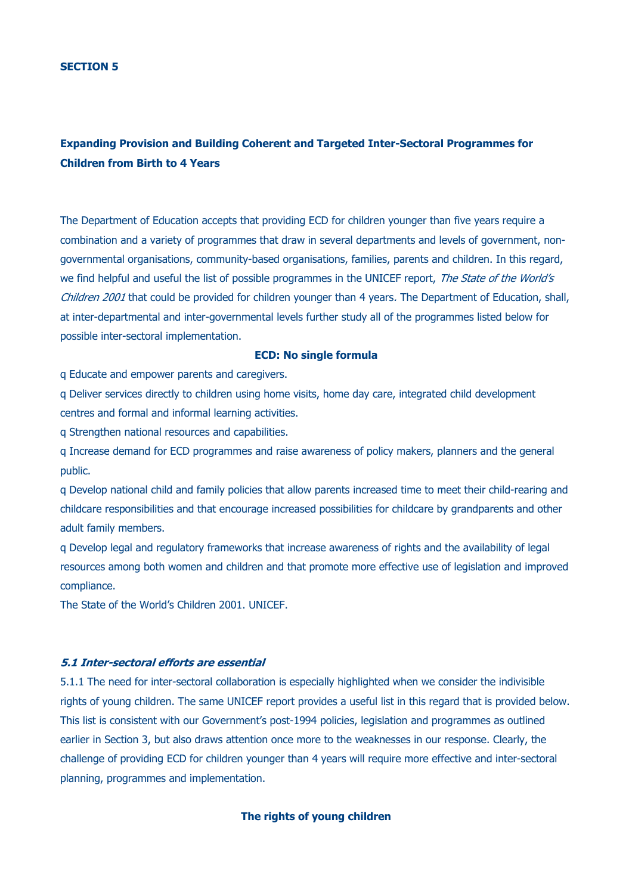**SECTION 5**

**Expanding Provision and Building Coherent and Targeted Inter-Sectoral Programmes for Children from Birth to 4 Years**

The Department of Education accepts that providing ECD for children younger than five years require a combination and a variety of programmes that draw in several departments and levels of government, non-governmental organisations, community-based organisations, families, parents and children. In this regard, we find helpful and useful the list of possible programmes in the UNICEF report, *The State of the World's Children 2001* that could be provided for children younger than 4 years. The Department of Education, shall, at inter-departmental and inter-governmental levels further study all of the programmes listed below for possible inter-sectoral implementation.

**ECD: No single formula**

q Educate and empower parents and caregivers.

q Deliver services directly to children using home visits, home day care, integrated child development centres and formal and informal learning activities.

q Strengthen national resources and capabilities.

q Increase demand for ECD programmes and raise awareness of policy makers, planners and the general public.

q Develop national child and family policies that allow parents increased time to meet their child-rearing and childcare responsibilities and that encourage increased possibilities for childcare by grandparents and other adult family members.

q Develop legal and regulatory frameworks that increase awareness of rights and the availability of legal resources among both women and children and that promote more effective use of legislation and improved compliance.

The State of the World's Children 2001. UNICEF.

### *5.1 Inter-sectoral efforts are essential*

5.1.1 The need for inter-sectoral collaboration is especially highlighted when we consider the indivisible rights of young children. The same UNICEF report provides a useful list in this regard that is provided below. This list is consistent with our Government's post-1994 policies, legislation and programmes as outlined earlier in Section 3, but also draws attention once more to the weaknesses in our response. Clearly, the challenge of providing ECD for children younger than 4 years will require more effective and inter-sectoral planning, programmes and implementation.

**The rights of young children**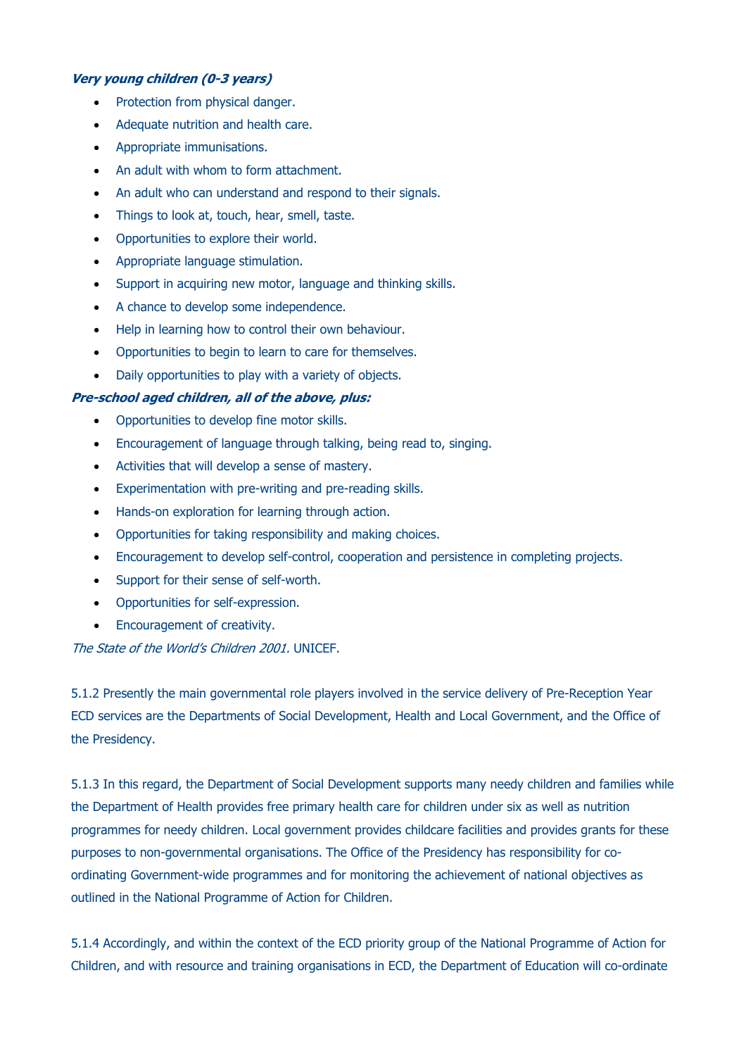***Very young children (0-3 years)***

- Protection from physical danger.
- Adequate nutrition and health care.
- Appropriate immunisations.
- An adult with whom to form attachment.
- An adult who can understand and respond to their signals.
- Things to look at, touch, hear, smell, taste.
- Opportunities to explore their world.
- Appropriate language stimulation.
- Support in acquiring new motor, language and thinking skills.
- A chance to develop some independence.
- Help in learning how to control their own behaviour.
- Opportunities to begin to learn to care for themselves.
- Daily opportunities to play with a variety of objects.

***Pre-school aged children, all of the above, plus:***

- Opportunities to develop fine motor skills.
- Encouragement of language through talking, being read to, singing.
- Activities that will develop a sense of mastery.
- Experimentation with pre-writing and pre-reading skills.
- Hands-on exploration for learning through action.
- Opportunities for taking responsibility and making choices.
- Encouragement to develop self-control, cooperation and persistence in completing projects.
- Support for their sense of self-worth.
- Opportunities for self-expression.
- Encouragement of creativity.

*The State of the World's Children 2001.* UNICEF.

5.1.2 Presently the main governmental role players involved in the service delivery of Pre-Reception Year ECD services are the Departments of Social Development, Health and Local Government, and the Office of the Presidency.

5.1.3 In this regard, the Department of Social Development supports many needy children and families while the Department of Health provides free primary health care for children under six as well as nutrition programmes for needy children. Local government provides childcare facilities and provides grants for these purposes to non-governmental organisations. The Office of the Presidency has responsibility for co-ordinating Government-wide programmes and for monitoring the achievement of national objectives as outlined in the National Programme of Action for Children.

5.1.4 Accordingly, and within the context of the ECD priority group of the National Programme of Action for Children, and with resource and training organisations in ECD, the Department of Education will co-ordinate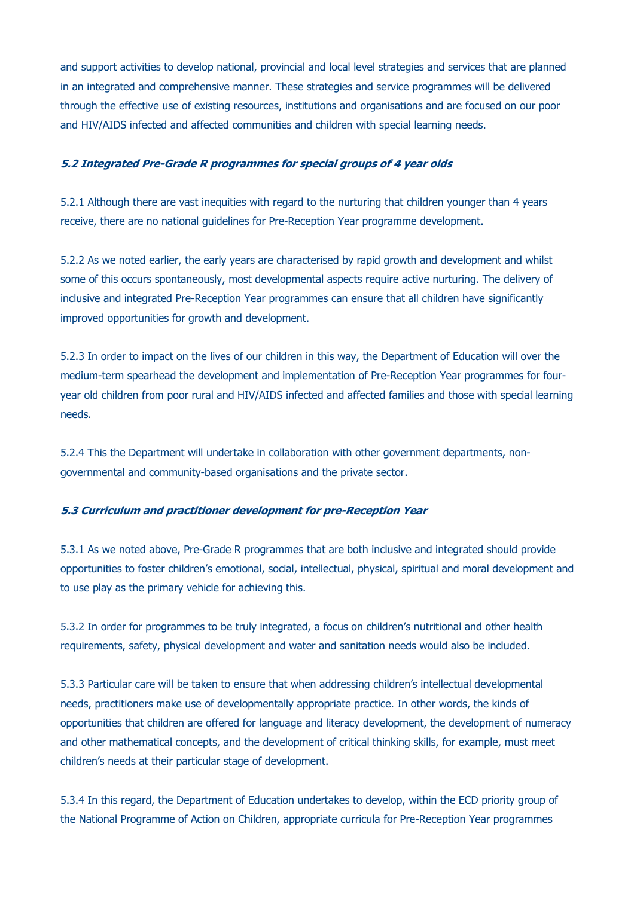and support activities to develop national, provincial and local level strategies and services that are planned in an integrated and comprehensive manner. These strategies and service programmes will be delivered through the effective use of existing resources, institutions and organisations and are focused on our poor and HIV/AIDS infected and affected communities and children with special learning needs.

### *5.2 Integrated Pre-Grade R programmes for special groups of 4 year olds*

5.2.1 Although there are vast inequities with regard to the nurturing that children younger than 4 years receive, there are no national guidelines for Pre-Reception Year programme development.

5.2.2 As we noted earlier, the early years are characterised by rapid growth and development and whilst some of this occurs spontaneously, most developmental aspects require active nurturing. The delivery of inclusive and integrated Pre-Reception Year programmes can ensure that all children have significantly improved opportunities for growth and development.

5.2.3 In order to impact on the lives of our children in this way, the Department of Education will over the medium-term spearhead the development and implementation of Pre-Reception Year programmes for four-year old children from poor rural and HIV/AIDS infected and affected families and those with special learning needs.

5.2.4 This the Department will undertake in collaboration with other government departments, non-governmental and community-based organisations and the private sector.

### *5.3 Curriculum and practitioner development for pre-Reception Year*

5.3.1 As we noted above, Pre-Grade R programmes that are both inclusive and integrated should provide opportunities to foster children's emotional, social, intellectual, physical, spiritual and moral development and to use play as the primary vehicle for achieving this.

5.3.2 In order for programmes to be truly integrated, a focus on children's nutritional and other health requirements, safety, physical development and water and sanitation needs would also be included.

5.3.3 Particular care will be taken to ensure that when addressing children's intellectual developmental needs, practitioners make use of developmentally appropriate practice. In other words, the kinds of opportunities that children are offered for language and literacy development, the development of numeracy and other mathematical concepts, and the development of critical thinking skills, for example, must meet children's needs at their particular stage of development.

5.3.4 In this regard, the Department of Education undertakes to develop, within the ECD priority group of the National Programme of Action on Children, appropriate curricula for Pre-Reception Year programmes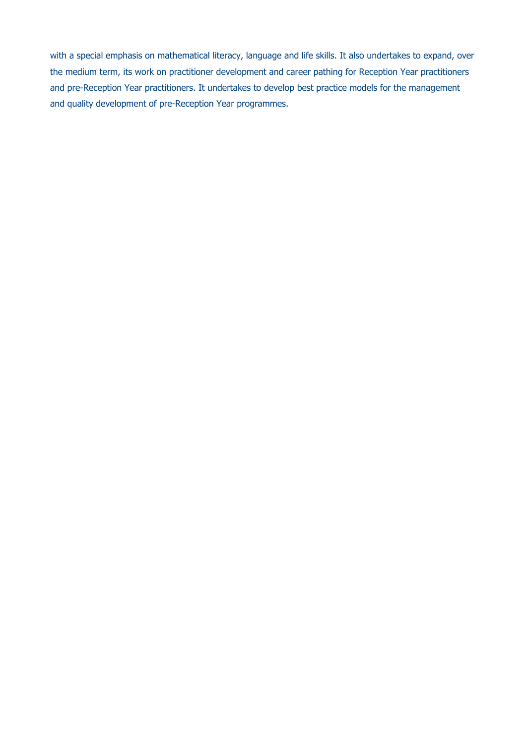with a special emphasis on mathematical literacy, language and life skills. It also undertakes to expand, over the medium term, its work on practitioner development and career pathing for Reception Year practitioners and pre-Reception Year practitioners. It undertakes to develop best practice models for the management and quality development of pre-Reception Year programmes.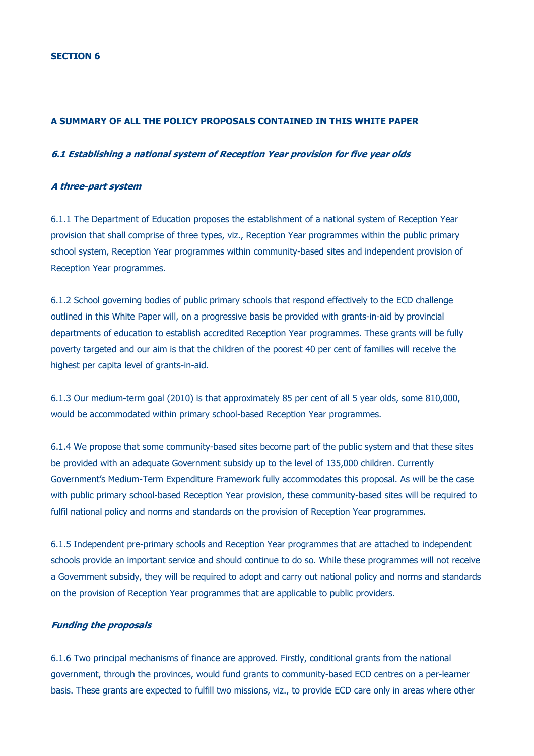## SECTION 6

## A SUMMARY OF ALL THE POLICY PROPOSALS CONTAINED IN THIS WHITE PAPER

### *6.1 Establishing a national system of Reception Year provision for five year olds*

#### *A three-part system*

6.1.1 The Department of Education proposes the establishment of a national system of Reception Year provision that shall comprise of three types, viz., Reception Year programmes within the public primary school system, Reception Year programmes within community-based sites and independent provision of Reception Year programmes.

6.1.2 School governing bodies of public primary schools that respond effectively to the ECD challenge outlined in this White Paper will, on a progressive basis be provided with grants-in-aid by provincial departments of education to establish accredited Reception Year programmes. These grants will be fully poverty targeted and our aim is that the children of the poorest 40 per cent of families will receive the highest per capita level of grants-in-aid.

6.1.3 Our medium-term goal (2010) is that approximately 85 per cent of all 5 year olds, some 810,000, would be accommodated within primary school-based Reception Year programmes.

6.1.4 We propose that some community-based sites become part of the public system and that these sites be provided with an adequate Government subsidy up to the level of 135,000 children. Currently Government's Medium-Term Expenditure Framework fully accommodates this proposal. As will be the case with public primary school-based Reception Year provision, these community-based sites will be required to fulfil national policy and norms and standards on the provision of Reception Year programmes.

6.1.5 Independent pre-primary schools and Reception Year programmes that are attached to independent schools provide an important service and should continue to do so. While these programmes will not receive a Government subsidy, they will be required to adopt and carry out national policy and norms and standards on the provision of Reception Year programmes that are applicable to public providers.

#### *Funding the proposals*

6.1.6 Two principal mechanisms of finance are approved. Firstly, conditional grants from the national government, through the provinces, would fund grants to community-based ECD centres on a per-learner basis. These grants are expected to fulfill two missions, viz., to provide ECD care only in areas where other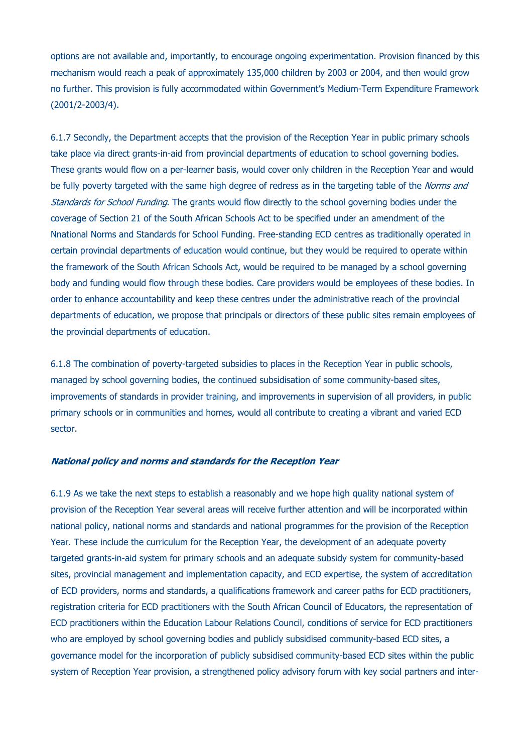options are not available and, importantly, to encourage ongoing experimentation. Provision financed by this mechanism would reach a peak of approximately 135,000 children by 2003 or 2004, and then would grow no further. This provision is fully accommodated within Government's Medium-Term Expenditure Framework (2001/2-2003/4).

6.1.7 Secondly, the Department accepts that the provision of the Reception Year in public primary schools take place via direct grants-in-aid from provincial departments of education to school governing bodies. These grants would flow on a per-learner basis, would cover only children in the Reception Year and would be fully poverty targeted with the same high degree of redress as in the targeting table of the *Norms and Standards for School Funding*. The grants would flow directly to the school governing bodies under the coverage of Section 21 of the South African Schools Act to be specified under an amendment of the Nnational Norms and Standards for School Funding. Free-standing ECD centres as traditionally operated in certain provincial departments of education would continue, but they would be required to operate within the framework of the South African Schools Act, would be required to be managed by a school governing body and funding would flow through these bodies. Care providers would be employees of these bodies. In order to enhance accountability and keep these centres under the administrative reach of the provincial departments of education, we propose that principals or directors of these public sites remain employees of the provincial departments of education.

6.1.8 The combination of poverty-targeted subsidies to places in the Reception Year in public schools, managed by school governing bodies, the continued subsidisation of some community-based sites, improvements of standards in provider training, and improvements in supervision of all providers, in public primary schools or in communities and homes, would all contribute to creating a vibrant and varied ECD sector.

#### ***National policy and norms and standards for the Reception Year***

6.1.9 As we take the next steps to establish a reasonably and we hope high quality national system of provision of the Reception Year several areas will receive further attention and will be incorporated within national policy, national norms and standards and national programmes for the provision of the Reception Year. These include the curriculum for the Reception Year, the development of an adequate poverty targeted grants-in-aid system for primary schools and an adequate subsidy system for community-based sites, provincial management and implementation capacity, and ECD expertise, the system of accreditation of ECD providers, norms and standards, a qualifications framework and career paths for ECD practitioners, registration criteria for ECD practitioners with the South African Council of Educators, the representation of ECD practitioners within the Education Labour Relations Council, conditions of service for ECD practitioners who are employed by school governing bodies and publicly subsidised community-based ECD sites, a governance model for the incorporation of publicly subsidised community-based ECD sites within the public system of Reception Year provision, a strengthened policy advisory forum with key social partners and inter-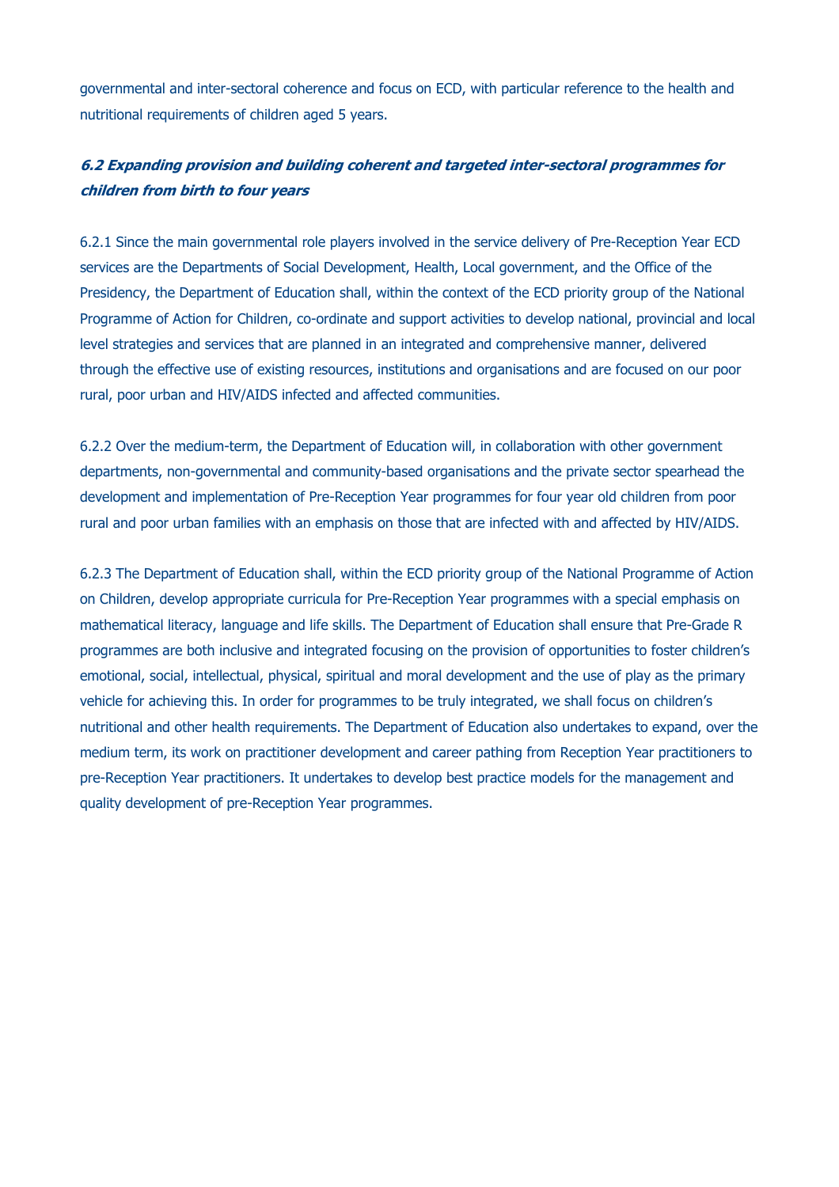governmental and inter-sectoral coherence and focus on ECD, with particular reference to the health and nutritional requirements of children aged 5 years.

### *6.2 Expanding provision and building coherent and targeted inter-sectoral programmes for children from birth to four years*

6.2.1 Since the main governmental role players involved in the service delivery of Pre-Reception Year ECD services are the Departments of Social Development, Health, Local government, and the Office of the Presidency, the Department of Education shall, within the context of the ECD priority group of the National Programme of Action for Children, co-ordinate and support activities to develop national, provincial and local level strategies and services that are planned in an integrated and comprehensive manner, delivered through the effective use of existing resources, institutions and organisations and are focused on our poor rural, poor urban and HIV/AIDS infected and affected communities.

6.2.2 Over the medium-term, the Department of Education will, in collaboration with other government departments, non-governmental and community-based organisations and the private sector spearhead the development and implementation of Pre-Reception Year programmes for four year old children from poor rural and poor urban families with an emphasis on those that are infected with and affected by HIV/AIDS.

6.2.3 The Department of Education shall, within the ECD priority group of the National Programme of Action on Children, develop appropriate curricula for Pre-Reception Year programmes with a special emphasis on mathematical literacy, language and life skills. The Department of Education shall ensure that Pre-Grade R programmes are both inclusive and integrated focusing on the provision of opportunities to foster children's emotional, social, intellectual, physical, spiritual and moral development and the use of play as the primary vehicle for achieving this. In order for programmes to be truly integrated, we shall focus on children's nutritional and other health requirements. The Department of Education also undertakes to expand, over the medium term, its work on practitioner development and career pathing from Reception Year practitioners to pre-Reception Year practitioners. It undertakes to develop best practice models for the management and quality development of pre-Reception Year programmes.